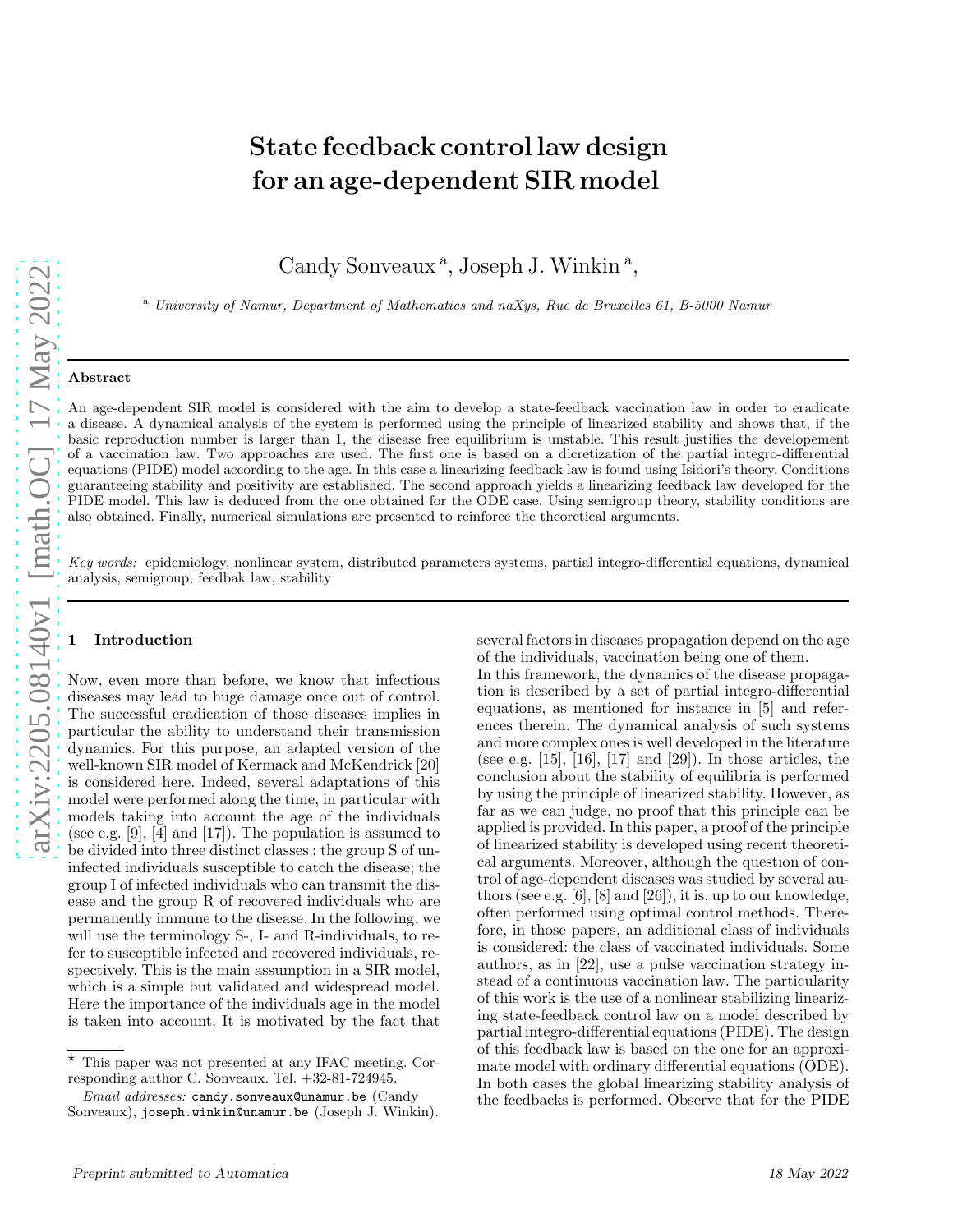# State feedback control law design for an age-dependent SIR model

Candy Sonveaux [a], Joseph J. Winkin [a],

[a] *University of Namur, Department of Mathematics and naXys, Rue de Bruxelles 61, B-5000 Namur*

## Abstract

An age-dependent SIR model is considered with the aim to develop a state-feedback vaccination law in order to eradicate a disease. A dynamical analysis of the system is performed using the principle of linearized stability and shows that, if the basic reproduction number is larger than 1, the disease free equilibrium is unstable. This result justifies the developement of a vaccination law. Two approaches are used. The first one is based on a dicretization of the partial integro-differential equations (PIDE) model according to the age. In this case a linearizing feedback law is found using Isidori's theory. Conditions guaranteeing stability and positivity are established. The second approach yields a linearizing feedback law developed for the PIDE model. This law is deduced from the one obtained for the ODE case. Using semigroup theory, stability conditions are also obtained. Finally, numerical simulations are presented to reinforce the theoretical arguments.

*Key words:* epidemiology, nonlinear system, distributed parameters systems, partial integro-differential equations, dynamical analysis, semigroup, feedbak law, stability

## 1 Introduction

Now, even more than before, we know that infectious diseases may lead to huge damage once out of control. The successful eradication of those diseases implies in particular the ability to understand their transmission dynamics. For this purpose, an adapted version of the well-known SIR model of Kermack and McKendrick [20] is considered here. Indeed, several adaptations of this model were performed along the time, in particular with models taking into account the age of the individuals (see e.g. [9], [4] and [17]). The population is assumed to be divided into three distinct classes : the group S of uninfected individuals susceptible to catch the disease; the group I of infected individuals who can transmit the disease and the group R of recovered individuals who are permanently immune to the disease. In the following, we will use the terminology S-, I- and R-individuals, to refer to susceptible infected and recovered individuals, respectively. This is the main assumption in a SIR model, which is a simple but validated and widespread model. Here the importance of the individuals age in the model is taken into account. It is motivated by the fact that several factors in diseases propagation depend on the age of the individuals, vaccination being one of them.

In this framework, the dynamics of the disease propagation is described by a set of partial integro-differential equations, as mentioned for instance in [5] and references therein. The dynamical analysis of such systems and more complex ones is well developed in the literature (see e.g. [15], [16], [17] and [29]). In those articles, the conclusion about the stability of equilibria is performed by using the principle of linearized stability. However, as far as we can judge, no proof that this principle can be applied is provided. In this paper, a proof of the principle of linearized stability is developed using recent theoretical arguments. Moreover, although the question of control of age-dependent diseases was studied by several authors (see e.g. [6], [8] and [26]), it is, up to our knowledge, often performed using optimal control methods. Therefore, in those papers, an additional class of individuals is considered: the class of vaccinated individuals. Some authors, as in [22], use a pulse vaccination strategy instead of a continuous vaccination law. The particularity of this work is the use of a nonlinear stabilizing linearizing state-feedback control law on a model described by partial integro-differential equations (PIDE). The design of this feedback law is based on the one for an approximate model with ordinary differential equations (ODE). In both cases the global linearizing stability analysis of the feedbacks is performed. Observe that for the PIDE

[⋆] This paper was not presented at any IFAC meeting. Corresponding author C. Sonveaux. Tel. +32-81-724945.

*Email addresses:* candy.sonveaux@unamur.be (Candy Sonveaux), joseph.winkin@unamur.be (Joseph J. Winkin).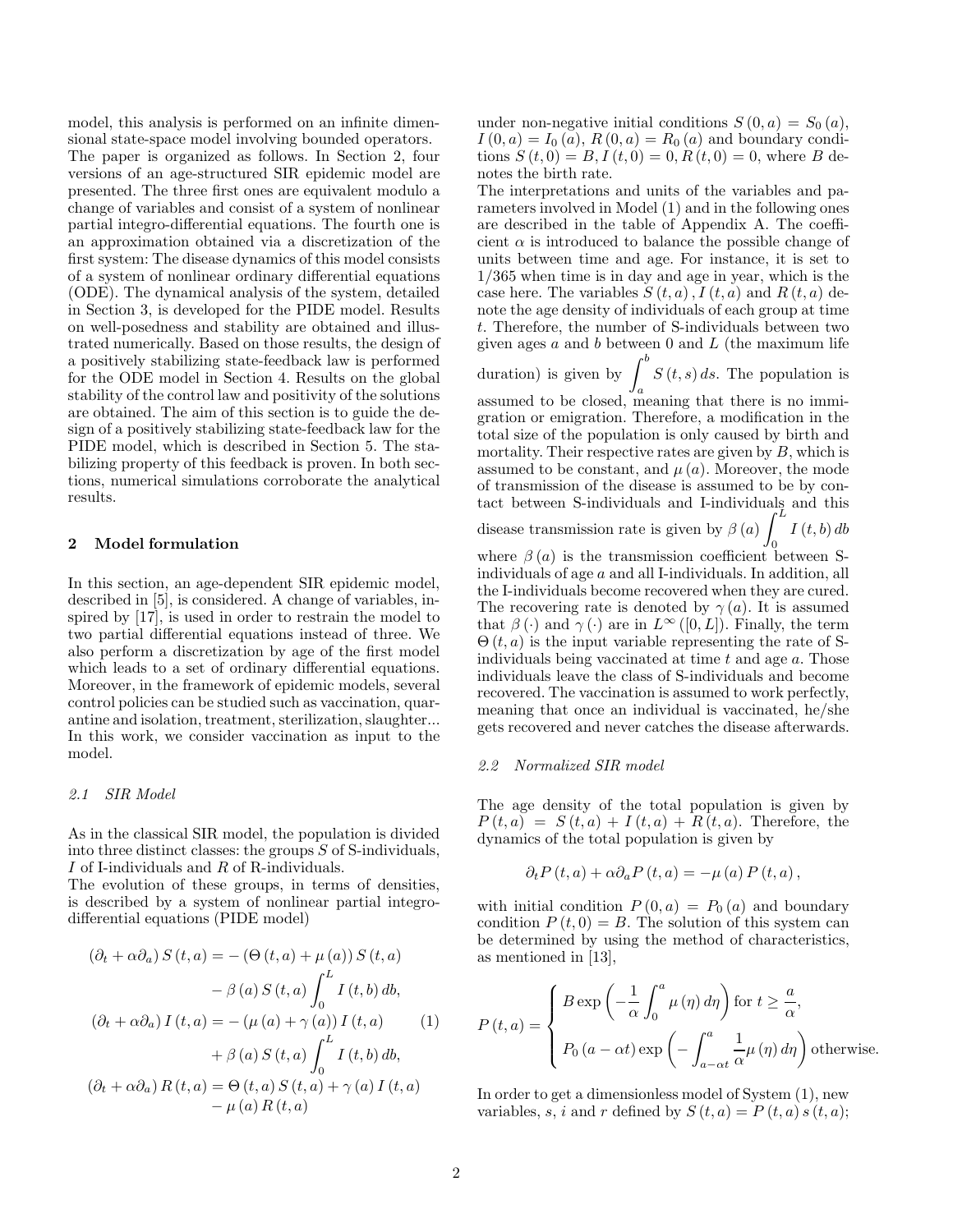model, this analysis is performed on an infinite dimensional state-space model involving bounded operators.

The paper is organized as follows. In Section 2, four versions of an age-structured SIR epidemic model are presented. The three first ones are equivalent modulo a change of variables and consist of a system of nonlinear partial integro-differential equations. The fourth one is an approximation obtained via a discretization of the first system: The disease dynamics of this model consists of a system of nonlinear ordinary differential equations (ODE). The dynamical analysis of the system, detailed in Section 3, is developed for the PIDE model. Results on well-posedness and stability are obtained and illustrated numerically. Based on those results, the design of a positively stabilizing state-feedback law is performed for the ODE model in Section 4. Results on the global stability of the control law and positivity of the solutions are obtained. The aim of this section is to guide the design of a positively stabilizing state-feedback law for the PIDE model, which is described in Section 5. The stabilizing property of this feedback is proven. In both sections, numerical simulations corroborate the analytical results.

## 2 Model formulation

In this section, an age-dependent SIR epidemic model, described in [5], is considered. A change of variables, inspired by [17], is used in order to restrain the model to two partial differential equations instead of three. We also perform a discretization by age of the first model which leads to a set of ordinary differential equations. Moreover, in the framework of epidemic models, several control policies can be studied such as vaccination, quarantine and isolation, treatment, sterilization, slaughter... In this work, we consider vaccination as input to the model.

### 2.1 SIR Model

As in the classical SIR model, the population is divided into three distinct classes: the groups $S$ of S-individuals, $I$ of I-individuals and $R$ of R-individuals.

The evolution of these groups, in terms of densities, is described by a system of nonlinear partial integro-differential equations (PIDE model)

$$
\begin{aligned}
\left(\partial_t + \alpha\partial_a\right) S(t,a) &= -\left(\Theta(t,a) + \mu(a)\right) S(t,a) \\
&\quad - \beta(a)\, S(t,a) \int_0^L I(t,b)\, db, \\
\left(\partial_t + \alpha\partial_a\right) I(t,a) &= -\left(\mu(a) + \gamma(a)\right) I(t,a) \\
&\quad + \beta(a)\, S(t,a) \int_0^L I(t,b)\, db, \\
\left(\partial_t + \alpha\partial_a\right) R(t,a) &= \Theta(t,a)\, S(t,a) + \gamma(a)\, I(t,a) \\
&\quad - \mu(a)\, R(t,a)
\end{aligned}
\tag{1}
$$

under non-negative initial conditions $S(0,a) = S_0(a)$, $I(0,a) = I_0(a)$, $R(0,a) = R_0(a)$ and boundary conditions $S(t,0) = B, I(t,0) = 0, R(t,0) = 0$, where $B$ denotes the birth rate.

The interpretations and units of the variables and parameters involved in Model (1) and in the following ones are described in the table of Appendix A. The coefficient $\alpha$ is introduced to balance the possible change of units between time and age. For instance, it is set to $1/365$ when time is in day and age in year, which is the case here. The variables $S(t,a), I(t,a)$ and $R(t,a)$ denote the age density of individuals of each group at time $t$. Therefore, the number of S-individuals between two given ages $a$ and $b$ between 0 and $L$ (the maximum life duration) is given by $\int_a^b S(t,s)\, ds$. The population is assumed to be closed, meaning that there is no immigration or emigration. Therefore, a modification in the total size of the population is only caused by birth and mortality. Their respective rates are given by $B$, which is assumed to be constant, and $\mu(a)$. Moreover, the mode of transmission of the disease is assumed to be by contact between S-individuals and I-individuals and this disease transmission rate is given by $\beta(a) \int_0^L I(t,b)\, db$ where $\beta(a)$ is the transmission coefficient between S-individuals of age $a$ and all I-individuals. In addition, all the I-individuals become recovered when they are cured. The recovering rate is denoted by $\gamma(a)$. It is assumed that $\beta(\cdot)$ and $\gamma(\cdot)$ are in $L^\infty([0,L])$. Finally, the term $\Theta(t,a)$ is the input variable representing the rate of S-individuals being vaccinated at time $t$ and age $a$. Those individuals leave the class of S-individuals and become recovered. The vaccination is assumed to work perfectly, meaning that once an individual is vaccinated, he/she gets recovered and never catches the disease afterwards.

### 2.2 Normalized SIR model

The age density of the total population is given by $P(t,a) = S(t,a) + I(t,a) + R(t,a)$. Therefore, the dynamics of the total population is given by

$$
\partial_t P(t,a) + \alpha\partial_a P(t,a) = -\mu(a)\, P(t,a),
$$

with initial condition $P(0,a) = P_0(a)$ and boundary condition $P(t,0) = B$. The solution of this system can be determined by using the method of characteristics, as mentioned in [13],

$$
P(t,a) = \begin{cases} B \exp\left(-\dfrac{1}{\alpha}\displaystyle\int_0^a \mu(\eta)\, d\eta\right) \text{ for } t \geq \dfrac{a}{\alpha}, \\[2ex] P_0(a - \alpha t) \exp\left(-\displaystyle\int_{a-\alpha t}^a \dfrac{1}{\alpha}\mu(\eta)\, d\eta\right) \text{otherwise.} \end{cases}
$$

In order to get a dimensionless model of System (1), new variables, $s$, $i$ and $r$ defined by $S(t,a) = P(t,a)\, s(t,a)$;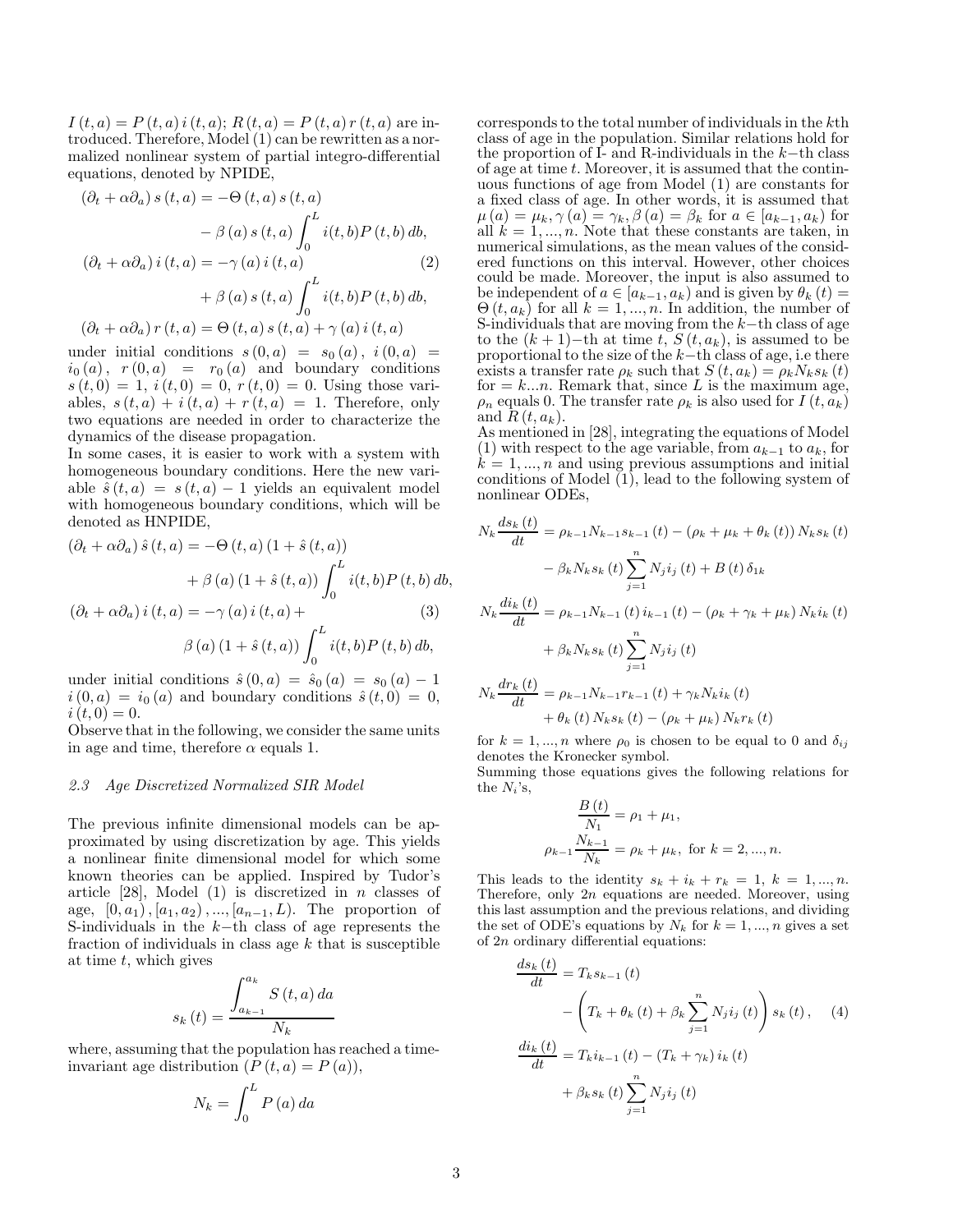$I(t,a) = P(t,a)\, i(t,a)$; $R(t,a) = P(t,a)\, r(t,a)$ are introduced. Therefore, Model (1) can be rewritten as a normalized nonlinear system of partial integro-differential equations, denoted by NPIDE,

$$
\begin{aligned}
(\partial_t + \alpha\partial_a)\, s(t,a) &= -\Theta(t,a)\, s(t,a) \\
&\quad - \beta(a)\, s(t,a) \int_0^L i(t,b) P(t,b)\, db, \\
(\partial_t + \alpha\partial_a)\, i(t,a) &= -\gamma(a)\, i(t,a) \qquad\qquad (2) \\
&\quad + \beta(a)\, s(t,a) \int_0^L i(t,b) P(t,b)\, db, \\
(\partial_t + \alpha\partial_a)\, r(t,a) &= \Theta(t,a)\, s(t,a) + \gamma(a)\, i(t,a)
\end{aligned}
$$

under initial conditions $s(0,a) = s_0(a)$, $i(0,a) = i_0(a)$, $r(0,a) = r_0(a)$ and boundary conditions $s(t,0) = 1$, $i(t,0) = 0$, $r(t,0) = 0$. Using those variables, $s(t,a) + i(t,a) + r(t,a) = 1$. Therefore, only two equations are needed in order to characterize the dynamics of the disease propagation.

In some cases, it is easier to work with a system with homogeneous boundary conditions. Here the new variable $\hat{s}(t,a) = s(t,a) - 1$ yields an equivalent model with homogeneous boundary conditions, which will be denoted as HNPIDE,

$$
\begin{aligned}
(\partial_t + \alpha\partial_a)\, \hat{s}(t,a) &= -\Theta(t,a)\,(1 + \hat{s}(t,a)) \\
&\quad + \beta(a)\,(1 + \hat{s}(t,a)) \int_0^L i(t,b) P(t,b)\, db, \\
(\partial_t + \alpha\partial_a)\, i(t,a) &= -\gamma(a)\, i(t,a) + \qquad\qquad (3) \\
&\quad \beta(a)\,(1 + \hat{s}(t,a)) \int_0^L i(t,b) P(t,b)\, db,
\end{aligned}
$$

under initial conditions $\hat{s}(0,a) = \hat{s}_0(a) = s_0(a) - 1$ $i(0,a) = i_0(a)$ and boundary conditions $\hat{s}(t,0) = 0$, $i(t,0) = 0$.

Observe that in the following, we consider the same units in age and time, therefore $\alpha$ equals 1.

### 2.3 Age Discretized Normalized SIR Model

The previous infinite dimensional models can be approximated by using discretization by age. This yields a nonlinear finite dimensional model for which some known theories can be applied. Inspired by Tudor's article [28], Model (1) is discretized in $n$ classes of age, $[0, a_1), [a_1, a_2), ..., [a_{n-1}, L)$. The proportion of S-individuals in the $k-$th class of age represents the fraction of individuals in class age $k$ that is susceptible at time $t$, which gives

$$
s_k(t) = \frac{\displaystyle\int_{a_{k-1}}^{a_k} S(t,a)\, da}{N_k}
$$

where, assuming that the population has reached a time-invariant age distribution ($P(t,a) = P(a)$),

$$
N_k = \int_0^L P(a)\, da
$$

corresponds to the total number of individuals in the $k$th class of age in the population. Similar relations hold for the proportion of I- and R-individuals in the $k-$th class of age at time $t$. Moreover, it is assumed that the continuous functions of age from Model (1) are constants for a fixed class of age. In other words, it is assumed that $\mu(a) = \mu_k, \gamma(a) = \gamma_k, \beta(a) = \beta_k$ for $a \in [a_{k-1}, a_k)$ for all $k = 1, ..., n$. Note that these constants are taken, in numerical simulations, as the mean values of the considered functions on this interval. However, other choices could be made. Moreover, the input is also assumed to be independent of $a \in [a_{k-1}, a_k)$ and is given by $\theta_k(t) = \Theta(t, a_k)$ for all $k = 1, ..., n$. In addition, the number of S-individuals that are moving from the $k-$th class of age to the $(k+1)-$th at time $t$, $S(t, a_k)$, is assumed to be proportional to the size of the $k-$th class of age, i.e there exists a transfer rate $\rho_k$ such that $S(t, a_k) = \rho_k N_k s_k(t)$ for $= k...n$. Remark that, since $L$ is the maximum age, $\rho_n$ equals 0. The transfer rate $\rho_k$ is also used for $I(t, a_k)$ and $R(t, a_k)$.

As mentioned in [28], integrating the equations of Model (1) with respect to the age variable, from $a_{k-1}$ to $a_k$, for $k = 1, ..., n$ and using previous assumptions and initial conditions of Model (1), lead to the following system of nonlinear ODEs,

$$
\begin{aligned}
N_k \frac{ds_k(t)}{dt} &= \rho_{k-1} N_{k-1} s_{k-1}(t) - (\rho_k + \mu_k + \theta_k(t))\, N_k s_k(t) \\
&\quad - \beta_k N_k s_k(t) \sum_{j=1}^n N_j i_j(t) + B(t)\, \delta_{1k} \\
N_k \frac{di_k(t)}{dt} &= \rho_{k-1} N_{k-1}(t)\, i_{k-1}(t) - (\rho_k + \gamma_k + \mu_k)\, N_k i_k(t) \\
&\quad + \beta_k N_k s_k(t) \sum_{j=1}^n N_j i_j(t) \\
N_k \frac{dr_k(t)}{dt} &= \rho_{k-1} N_{k-1} r_{k-1}(t) + \gamma_k N_k i_k(t) \\
&\quad + \theta_k(t)\, N_k s_k(t) - (\rho_k + \mu_k)\, N_k r_k(t)
\end{aligned}
$$

for $k = 1, ..., n$ where $\rho_0$ is chosen to be equal to 0 and $\delta_{ij}$ denotes the Kronecker symbol.

Summing those equations gives the following relations for the $N_i$'s,

$$
\begin{aligned}
\frac{B(t)}{N_1} &= \rho_1 + \mu_1, \\
\rho_{k-1} \frac{N_{k-1}}{N_k} &= \rho_k + \mu_k, \text{ for } k = 2, ..., n.
\end{aligned}
$$

This leads to the identity $s_k + i_k + r_k = 1$, $k = 1, ..., n$. Therefore, only $2n$ equations are needed. Moreover, using this last assumption and the previous relations, and dividing the set of ODE's equations by $N_k$ for $k = 1, ..., n$ gives a set of $2n$ ordinary differential equations:

$$
\begin{aligned}
\frac{ds_k(t)}{dt} &= T_k s_{k-1}(t) \\
&\quad - \left( T_k + \theta_k(t) + \beta_k \sum_{j=1}^n N_j i_j(t) \right) s_k(t), \qquad (4) \\
\frac{di_k(t)}{dt} &= T_k i_{k-1}(t) - (T_k + \gamma_k)\, i_k(t) \\
&\quad + \beta_k s_k(t) \sum_{j=1}^n N_j i_j(t)
\end{aligned}
$$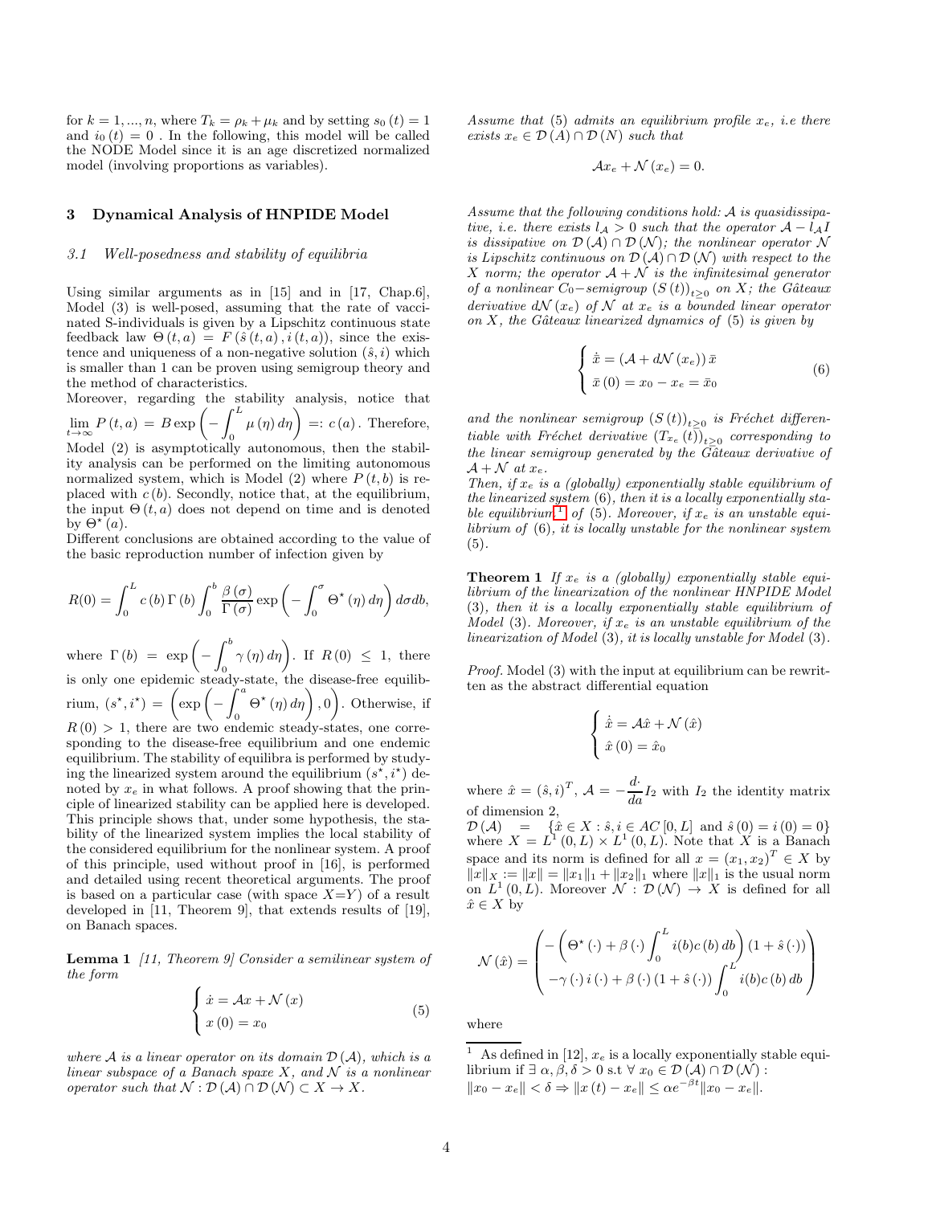for $k = 1, ..., n$, where $T_k = \rho_k + \mu_k$ and by setting $s_0(t) = 1$ and $i_0(t) = 0$ . In the following, this model will be called the NODE Model since it is an age discretized normalized model (involving proportions as variables).

## 3 Dynamical Analysis of HNPIDE Model

### 3.1 Well-posedness and stability of equilibria

Using similar arguments as in [15] and in [17, Chap.6], Model (3) is well-posed, assuming that the rate of vaccinated S-individuals is given by a Lipschitz continuous state feedback law $\Theta(t,a) = F(\hat{s}(t,a), i(t,a))$, since the existence and uniqueness of a non-negative solution $(\hat{s}, i)$ which is smaller than 1 can be proven using semigroup theory and the method of characteristics.
Moreover, regarding the stability analysis, notice that $\lim_{t\to\infty} P(t,a) = B \exp\left(-\int_0^L \mu(\eta)\, d\eta\right) =: c(a)$. Therefore, Model (2) is asymptotically autonomous, then the stability analysis can be performed on the limiting autonomous normalized system, which is Model (2) where $P(t,b)$ is replaced with $c(b)$. Secondly, notice that, at the equilibrium, the input $\Theta(t,a)$ does not depend on time and is denoted by $\Theta^\star(a)$.
Different conclusions are obtained according to the value of the basic reproduction number of infection given by

$$R(0) = \int_0^L c(b)\,\Gamma(b) \int_0^b \frac{\beta(\sigma)}{\Gamma(\sigma)} \exp\left(-\int_0^\sigma \Theta^\star(\eta)\, d\eta\right) d\sigma db,$$

where $\Gamma(b) = \exp\left(-\int_0^b \gamma(\eta)\, d\eta\right)$. If $R(0) \leq 1$, there is only one epidemic steady-state, the disease-free equilibrium, $(s^\star, i^\star) = \left(\exp\left(-\int_0^a \Theta^\star(\eta)\, d\eta\right), 0\right)$. Otherwise, if $R(0) > 1$, there are two endemic steady-states, one corresponding to the disease-free equilibrium and one endemic equilibrium. The stability of equilibra is performed by studying the linearized system around the equilibrium $(s^\star, i^\star)$ denoted by $x_e$ in what follows. A proof showing that the principle of linearized stability can be applied here is developed. This principle shows that, under some hypothesis, the stability of the linearized system implies the local stability of the considered equilibrium for the nonlinear system. A proof of this principle, used without proof in [16], is performed and detailed using recent theoretical arguments. The proof is based on a particular case (with space $X$=$Y$) of a result developed in [11, Theorem 9], that extends results of [19], on Banach spaces.

**Lemma 1** *[11, Theorem 9] Consider a semilinear system of the form*

$$\begin{cases} \dot{x} = \mathcal{A}x + \mathcal{N}(x) \\ x(0) = x_0 \end{cases} \tag{5}$$

*where $\mathcal{A}$ is a linear operator on its domain $\mathcal{D}(\mathcal{A})$, which is a linear subspace of a Banach spaxe $X$, and $\mathcal{N}$ is a nonlinear operator such that $\mathcal{N} : \mathcal{D}(\mathcal{A}) \cap \mathcal{D}(\mathcal{N}) \subset X \to X$.*

*Assume that (5) admits an equilibrium profile $x_e$, i.e there exists $x_e \in \mathcal{D}(A) \cap \mathcal{D}(N)$ such that*

$$\mathcal{A}x_e + \mathcal{N}(x_e) = 0.$$

*Assume that the following conditions hold: $\mathcal{A}$ is quasidissipative, i.e. there exists $l_{\mathcal{A}} > 0$ such that the operator $\mathcal{A} - l_{\mathcal{A}} I$ is dissipative on $\mathcal{D}(\mathcal{A}) \cap \mathcal{D}(\mathcal{N})$; the nonlinear operator $\mathcal{N}$ is Lipschitz continuous on $\mathcal{D}(\mathcal{A}) \cap \mathcal{D}(\mathcal{N})$ with respect to the $X$ norm; the operator $\mathcal{A} + \mathcal{N}$ is the infinitesimal generator of a nonlinear $C_0-$semigroup $(S(t))_{t\geq 0}$ on $X$; the Gâteaux derivative $d\mathcal{N}(x_e)$ of $\mathcal{N}$ at $x_e$ is a bounded linear operator on $X$, the Gâteaux linearized dynamics of (5) is given by*

$$\begin{cases} \dot{\bar{x}} = (\mathcal{A} + d\mathcal{N}(x_e))\,\bar{x} \\ \bar{x}(0) = x_0 - x_e = \bar{x}_0 \end{cases} \tag{6}$$

*and the nonlinear semigroup $(S(t))_{t\geq 0}$ is Fréchet differentiable with Fréchet derivative $(T_{x_e}(t))_{t\geq 0}$ corresponding to the linear semigroup generated by the Gâteaux derivative of $\mathcal{A} + \mathcal{N}$ at $x_e$.*
*Then, if $x_e$ is a (globally) exponentially stable equilibrium of the linearized system (6), then it is a locally exponentially stable equilibrium* [1] *of (5). Moreover, if $x_e$ is an unstable equilibrium of (6), it is locally unstable for the nonlinear system (5).*

**Theorem 1** *If $x_e$ is a (globally) exponentially stable equilibrium of the linearization of the nonlinear HNPIDE Model (3), then it is a locally exponentially stable equilibrium of Model (3). Moreover, if $x_e$ is an unstable equilibrium of the linearization of Model (3), it is locally unstable for Model (3).*

*Proof.* Model (3) with the input at equilibrium can be rewritten as the abstract differential equation

$$\begin{cases} \dot{\hat{x}} = \mathcal{A}\hat{x} + \mathcal{N}(\hat{x}) \\ \hat{x}(0) = \hat{x}_0 \end{cases}$$

where $\hat{x} = (\hat{s}, i)^T$, $\mathcal{A} = -\dfrac{d\cdot}{da} I_2$ with $I_2$ the identity matrix of dimension 2,
$\mathcal{D}(\mathcal{A}) = \{\hat{x} \in X : \hat{s}, i \in AC[0,L] \text{ and } \hat{s}(0) = i(0) = 0\}$ where $X = L^1(0,L) \times L^1(0,L)$. Note that $X$ is a Banach space and its norm is defined for all $x = (x_1, x_2)^T \in X$ by $\|x\|_X := \|x\| = \|x_1\|_1 + \|x_2\|_1$ where $\|x\|_1$ is the usual norm on $L^1(0,L)$. Moreover $\mathcal{N} : \mathcal{D}(\mathcal{N}) \to X$ is defined for all $\hat{x} \in X$ by

$$\mathcal{N}(\hat{x}) = \begin{pmatrix} -\left(\Theta^\star(\cdot) + \beta(\cdot)\displaystyle\int_0^L i(b) c(b)\, db\right)(1 + \hat{s}(\cdot)) \\ -\gamma(\cdot)\, i(\cdot) + \beta(\cdot)(1 + \hat{s}(\cdot))\displaystyle\int_0^L i(b) c(b)\, db \end{pmatrix}$$

where

[1] As defined in [12], $x_e$ is a locally exponentially stable equilibrium if $\exists\, \alpha, \beta, \delta > 0$ s.t $\forall\, x_0 \in \mathcal{D}(\mathcal{A}) \cap \mathcal{D}(\mathcal{N})$ :
$\|x_0 - x_e\| < \delta \Rightarrow \|x(t) - x_e\| \leq \alpha e^{-\beta t} \|x_0 - x_e\|$.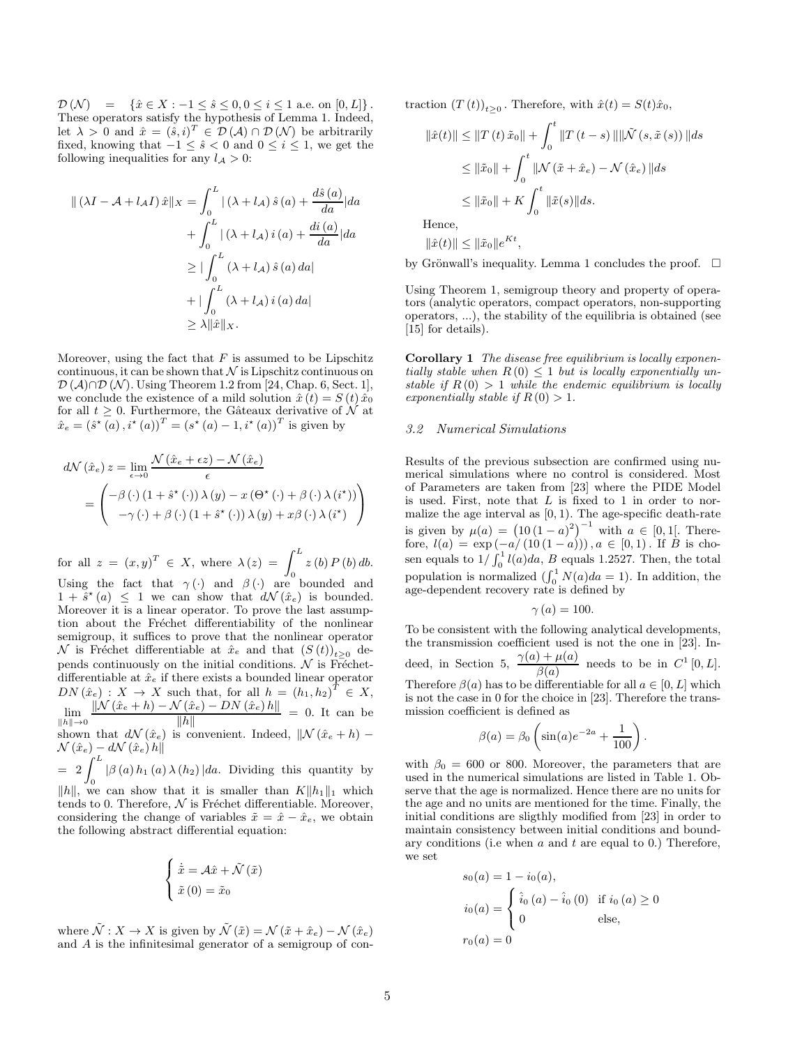$\mathcal{D}(\mathcal{N}) \quad = \quad \{\hat{x} \in X : -1 \leq \hat{s} \leq 0, 0 \leq i \leq 1 \text{ a.e. on } [0, L]\}$. These operators satisfy the hypothesis of Lemma 1. Indeed, let $\lambda > 0$ and $\hat{x} = (\hat{s}, i)^T \in \mathcal{D}(\mathcal{A}) \cap \mathcal{D}(\mathcal{N})$ be arbitrarily fixed, knowing that $-1 \leq \hat{s} < 0$ and $0 \leq i \leq 1$, we get the following inequalities for any $l_{\mathcal{A}} > 0$:

$$\begin{aligned}
\|(\lambda I - \mathcal{A} + l_{\mathcal{A}} I)\hat{x}\|_X &= \int_0^L |(\lambda + l_{\mathcal{A}})\hat{s}(a) + \frac{d\hat{s}(a)}{da}|da \\
&\quad + \int_0^L |(\lambda + l_{\mathcal{A}})i(a) + \frac{di(a)}{da}|da \\
&\geq |\int_0^L (\lambda + l_{\mathcal{A}})\hat{s}(a)\,da| \\
&\quad + |\int_0^L (\lambda + l_{\mathcal{A}})i(a)\,da| \\
&\geq \lambda \|\hat{x}\|_X.
\end{aligned}$$

Moreover, using the fact that $F$ is assumed to be Lipschitz continuous, it can be shown that $\mathcal{N}$ is Lipschitz continuous on $\mathcal{D}(\mathcal{A}) \cap \mathcal{D}(\mathcal{N})$. Using Theorem 1.2 from [24, Chap. 6, Sect. 1], we conclude the existence of a mild solution $\hat{x}(t) = S(t)\hat{x}_0$ for all $t \geq 0$. Furthermore, the Gâteaux derivative of $\mathcal{N}$ at $\hat{x}_e = (\hat{s}^\star(a), i^\star(a))^T = (s^\star(a) - 1, i^\star(a))^T$ is given by

$$\begin{aligned}
d\mathcal{N}(\hat{x}_e)z &= \lim_{\epsilon \to 0} \frac{\mathcal{N}(\hat{x}_e + \epsilon z) - \mathcal{N}(\hat{x}_e)}{\epsilon} \\
&= \begin{pmatrix} -\beta(\cdot)(1 + \hat{s}^\star(\cdot))\lambda(y) - x(\Theta^\star(\cdot) + \beta(\cdot)\lambda(i^\star)) \\ -\gamma(\cdot) + \beta(\cdot)(1 + \hat{s}^\star(\cdot))\lambda(y) + x\beta(\cdot)\lambda(i^\star) \end{pmatrix}
\end{aligned}$$

for all $z = (x, y)^T \in X$, where $\lambda(z) = \int_0^L z(b)P(b)\,db$. Using the fact that $\gamma(\cdot)$ and $\beta(\cdot)$ are bounded and $1 + \hat{s}^\star(a) \leq 1$ we can show that $d\mathcal{N}(\hat{x}_e)$ is bounded. Moreover it is a linear operator. To prove the last assumption about the Fréchet differentiability of the nonlinear semigroup, it suffices to prove that the nonlinear operator $\mathcal{N}$ is Fréchet differentiable at $\hat{x}_e$ and that $(S(t))_{t \geq 0}$ depends continuously on the initial conditions. $\mathcal{N}$ is Fréchet-differentiable at $\hat{x}_e$ if there exists a bounded linear operator $DN(\hat{x}_e) : X \to X$ such that, for all $h = (h_1, h_2)^T \in X$, $\lim_{\|h\| \to 0} \frac{\|\mathcal{N}(\hat{x}_e + h) - \mathcal{N}(\hat{x}_e) - DN(\hat{x}_e)h\|}{\|h\|} = 0$. It can be shown that $d\mathcal{N}(\hat{x}_e)$ is convenient. Indeed, $\|\mathcal{N}(\hat{x}_e + h) - \mathcal{N}(\hat{x}_e) - d\mathcal{N}(\hat{x}_e)h\|$ $= 2\int_0^L |\beta(a)h_1(a)\lambda(h_2)|da$. Dividing this quantity by $\|h\|$, we can show that it is smaller than $K\|h_1\|_1$ which tends to 0. Therefore, $\mathcal{N}$ is Fréchet differentiable. Moreover, considering the change of variables $\tilde{x} = \hat{x} - \hat{x}_e$, we obtain the following abstract differential equation:

$$\begin{cases} \dot{\tilde{x}} = \mathcal{A}\hat{x} + \tilde{\mathcal{N}}(\tilde{x}) \\ \tilde{x}(0) = \tilde{x}_0 \end{cases}$$

where $\tilde{\mathcal{N}} : X \to X$ is given by $\tilde{\mathcal{N}}(\tilde{x}) = \mathcal{N}(\tilde{x} + \hat{x}_e) - \mathcal{N}(\hat{x}_e)$ and $A$ is the infinitesimal generator of a semigroup of contraction $(T(t))_{t \geq 0}$. Therefore, with $\hat{x}(t) = S(t)\hat{x}_0$,

$$\begin{aligned}
\|\hat{x}(t)\| &\leq \|T(t)\tilde{x}_0\| + \int_0^t \|T(t-s)\|\|\tilde{\mathcal{N}}(s, \tilde{x}(s))\|ds \\
&\leq \|\tilde{x}_0\| + \int_0^t \|\mathcal{N}(\tilde{x} + \hat{x}_e) - \mathcal{N}(\hat{x}_e)\|ds \\
&\leq \|\tilde{x}_0\| + K\int_0^t \|\tilde{x}(s)\|ds.
\end{aligned}$$

Hence,

$$\|\hat{x}(t)\| \leq \|\tilde{x}_0\|e^{Kt},$$

by Grönwall's inequality. Lemma 1 concludes the proof. $\square$

Using Theorem 1, semigroup theory and property of operators (analytic operators, compact operators, non-supporting operators, ...), the stability of the equilibria is obtained (see [15] for details).

**Corollary 1** *The disease free equilibrium is locally exponentially stable when $R(0) \leq 1$ but is locally exponentially unstable if $R(0) > 1$ while the endemic equilibrium is locally exponentially stable if $R(0) > 1$.*

### 3.2 Numerical Simulations

Results of the previous subsection are confirmed using numerical simulations where no control is considered. Most of Parameters are taken from [23] where the PIDE Model is used. First, note that $L$ is fixed to 1 in order to normalize the age interval as $[0, 1)$. The age-specific death-rate is given by $\mu(a) = \left(10(1-a)^2\right)^{-1}$ with $a \in [0, 1[$. Therefore, $l(a) = \exp(-a/(10(1-a)))$, $a \in [0, 1)$. If $B$ is chosen equals to $1/\int_0^1 l(a)da$, $B$ equals 1.2527. Then, the total population is normalized ($\int_0^1 N(a)da = 1$). In addition, the age-dependent recovery rate is defined by

$$\gamma(a) = 100.$$

To be consistent with the following analytical developments, the transmission coefficient used is not the one in [23]. Indeed, in Section 5, $\frac{\gamma(a) + \mu(a)}{\beta(a)}$ needs to be in $C^1[0, L]$. Therefore $\beta(a)$ has to be differentiable for all $a \in [0, L]$ which is not the case in 0 for the choice in [23]. Therefore the transmission coefficient is defined as

$$\beta(a) = \beta_0\left(\sin(a)e^{-2a} + \frac{1}{100}\right).$$

with $\beta_0 = 600$ or 800. Moreover, the parameters that are used in the numerical simulations are listed in Table 1. Observe that the age is normalized. Hence there are no units for the age and no units are mentioned for the time. Finally, the initial conditions are sligthly modified from [23] in order to maintain consistency between initial conditions and boundary conditions (i.e when $a$ and $t$ are equal to 0.) Therefore, we set

$$\begin{aligned}
s_0(a) &= 1 - i_0(a), \\
i_0(a) &= \begin{cases} \hat{i}_0(a) - \hat{i}_0(0) & \text{if } i_0(a) \geq 0 \\ 0 & \text{else,} \end{cases} \\
r_0(a) &= 0
\end{aligned}$$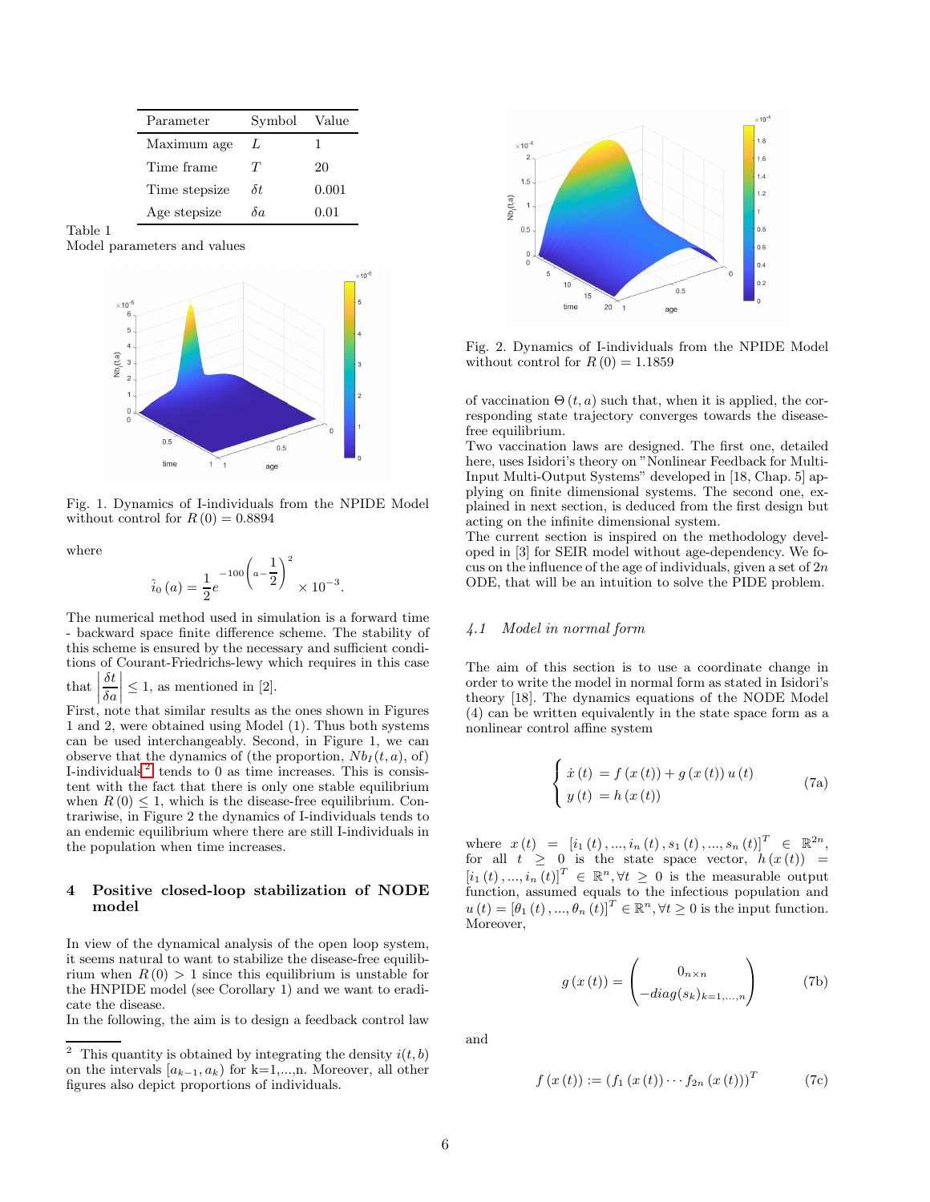| Parameter | Symbol | Value |
|---|---|---|
| Maximum age | $L$ | 1 |
| Time frame | $T$ | 20 |
| Time stepsize | $\delta t$ | 0.001 |
| Age stepsize | $\delta a$ | 0.01 |

Table 1
Model parameters and values

×10⁻⁶
Nb_I(t,a)
time
age

Fig. 1. Dynamics of I-individuals from the NPIDE Model without control for $R(0) = 0.8894$

where

$$\hat{i}_0(a) = \frac{1}{2}e^{-100\left(a-\frac{1}{2}\right)^2} \times 10^{-3}.$$

The numerical method used in simulation is a forward time - backward space finite difference scheme. The stability of this scheme is ensured by the necessary and sufficient conditions of Courant-Friedrichs-lewy which requires in this case that $\left|\frac{\delta t}{\delta a}\right| \leq 1$, as mentioned in [2].

First, note that similar results as the ones shown in Figures 1 and 2, were obtained using Model (1). Thus both systems can be used interchangeably. Second, in Figure 1, we can observe that the dynamics of (the proportion, $Nb_I(t,a)$, of) I-individuals[2] tends to 0 as time increases. This is consistent with the fact that there is only one stable equilibrium when $R(0) \leq 1$, which is the disease-free equilibrium. Contrariwise, in Figure 2 the dynamics of I-individuals tends to an endemic equilibrium where there are still I-individuals in the population when time increases.

## 4 Positive closed-loop stabilization of NODE model

In view of the dynamical analysis of the open loop system, it seems natural to want to stabilize the disease-free equilibrium when $R(0) > 1$ since this equilibrium is unstable for the HNPIDE model (see Corollary 1) and we want to eradicate the disease.

In the following, the aim is to design a feedback control law

[2] This quantity is obtained by integrating the density $i(t,b)$ on the intervals $[a_{k-1}, a_k)$ for k=1,...,n. Moreover, all other figures also depict proportions of individuals.

×10⁻⁴
Nb_I(t,a)
time
age

Fig. 2. Dynamics of I-individuals from the NPIDE Model without control for $R(0) = 1.1859$

of vaccination $\Theta(t,a)$ such that, when it is applied, the corresponding state trajectory converges towards the disease-free equilibrium.

Two vaccination laws are designed. The first one, detailed here, uses Isidori's theory on "Nonlinear Feedback for Multi-Input Multi-Output Systems" developed in [18, Chap. 5] applying on finite dimensional systems. The second one, explained in next section, is deduced from the first design but acting on the infinite dimensional system.

The current section is inspired on the methodology developed in [3] for SEIR model without age-dependency. We focus on the influence of the age of individuals, given a set of $2n$ ODE, that will be an intuition to solve the PIDE problem.

### *4.1 Model in normal form*

The aim of this section is to use a coordinate change in order to write the model in normal form as stated in Isidori's theory [18]. The dynamics equations of the NODE Model (4) can be written equivalently in the state space form as a nonlinear control affine system

$$\begin{cases} \dot{x}(t) &= f(x(t)) + g(x(t))\,u(t) \\ y(t) &= h(x(t)) \end{cases} \tag{7a}$$

where $x(t) = [i_1(t), ..., i_n(t), s_1(t), ..., s_n(t)]^T \in \mathbb{R}^{2n}$, for all $t \geq 0$ is the state space vector, $h(x(t)) = [i_1(t), ..., i_n(t)]^T \in \mathbb{R}^n, \forall t \geq 0$ is the measurable output function, assumed equals to the infectious population and $u(t) = [\theta_1(t), ..., \theta_n(t)]^T \in \mathbb{R}^n, \forall t \geq 0$ is the input function. Moreover,

$$g(x(t)) = \begin{pmatrix} 0_{n\times n} \\ -diag(s_k)_{k=1,...,n} \end{pmatrix} \tag{7b}$$

and

$$f(x(t)) := (f_1(x(t)) \cdots f_{2n}(x(t)))^T \tag{7c}$$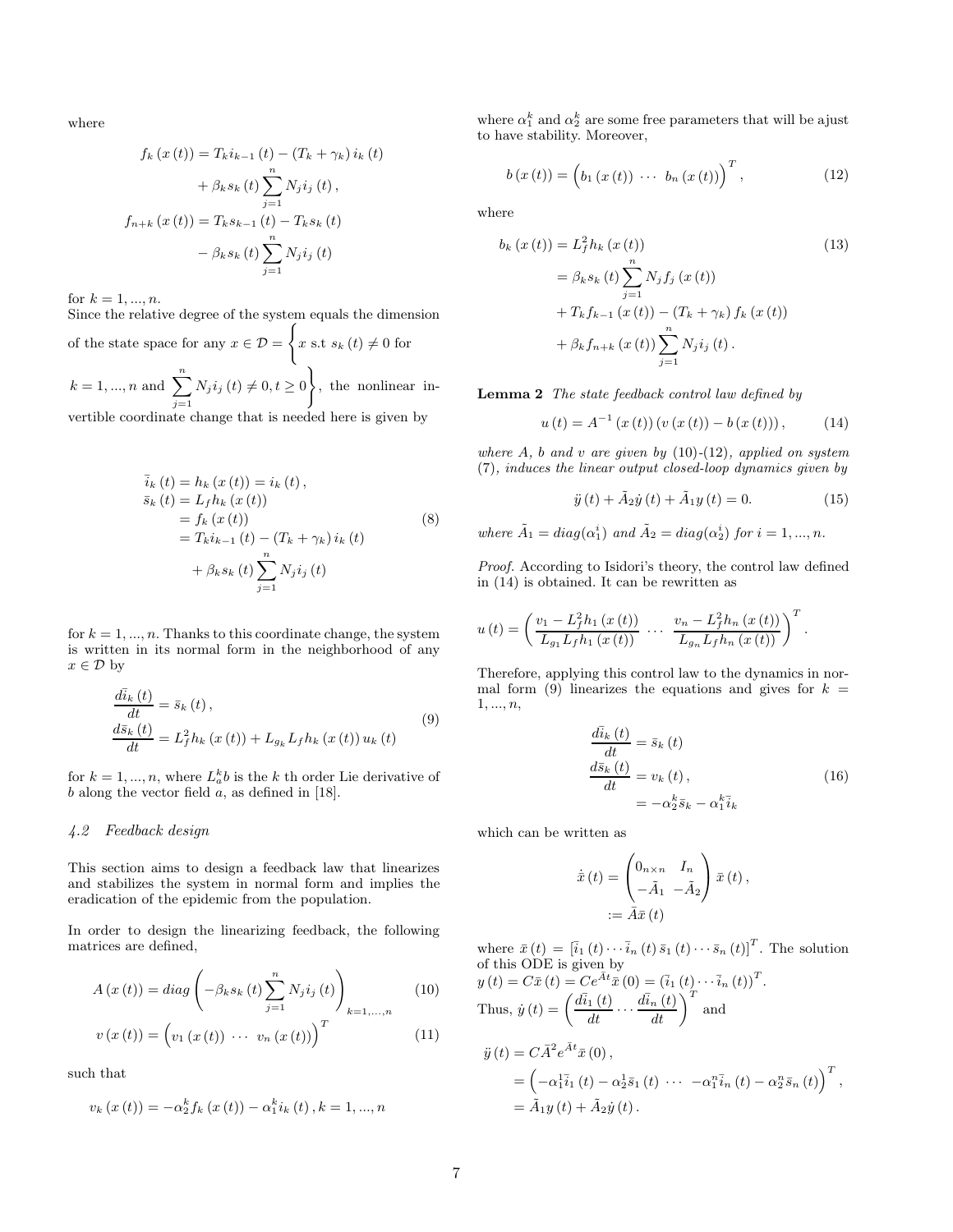where

$$
\begin{aligned}
f_k(x(t)) &= T_k i_{k-1}(t) - (T_k + \gamma_k) i_k(t) \\
&\quad + \beta_k s_k(t) \sum_{j=1}^{n} N_j i_j(t), \\
f_{n+k}(x(t)) &= T_k s_{k-1}(t) - T_k s_k(t) \\
&\quad - \beta_k s_k(t) \sum_{j=1}^{n} N_j i_j(t)
\end{aligned}
$$

for $k = 1, ..., n$.
Since the relative degree of the system equals the dimension of the state space for any $x \in \mathcal{D} = \left\{ x \text{ s.t } s_k(t) \neq 0 \text{ for } k = 1, ..., n \text{ and } \sum_{j=1}^{n} N_j i_j(t) \neq 0, t \geq 0 \right\}$, the nonlinear invertible coordinate change that is needed here is given by

$$
\begin{aligned}
\bar{i}_k(t) &= h_k(x(t)) = i_k(t), \\
\bar{s}_k(t) &= L_f h_k(x(t)) \\
&= f_k(x(t)) \\
&= T_k i_{k-1}(t) - (T_k + \gamma_k) i_k(t) \\
&\quad + \beta_k s_k(t) \sum_{j=1}^{n} N_j i_j(t)
\end{aligned}
\tag{8}
$$

for $k = 1, ..., n$. Thanks to this coordinate change, the system is written in its normal form in the neighborhood of any $x \in \mathcal{D}$ by

$$
\begin{aligned}
\frac{d\bar{i}_k(t)}{dt} &= \bar{s}_k(t), \\
\frac{d\bar{s}_k(t)}{dt} &= L_f^2 h_k(x(t)) + L_{g_k} L_f h_k(x(t)) u_k(t)
\end{aligned}
\tag{9}
$$

for $k = 1, ..., n$, where $L_a^k b$ is the $k$ th order Lie derivative of $b$ along the vector field $a$, as defined in [18].

### *4.2 Feedback design*

This section aims to design a feedback law that linearizes and stabilizes the system in normal form and implies the eradication of the epidemic from the population.

In order to design the linearizing feedback, the following matrices are defined,

$$
A(x(t)) = diag\left(-\beta_k s_k(t) \sum_{j=1}^{n} N_j i_j(t)\right)_{k=1,...,n} \tag{10}
$$

$$
v(x(t)) = \begin{pmatrix} v_1(x(t)) & \cdots & v_n(x(t)) \end{pmatrix}^T \tag{11}
$$

such that

$$
v_k(x(t)) = -\alpha_2^k f_k(x(t)) - \alpha_1^k i_k(t), k = 1, ..., n
$$

where $\alpha_1^k$ and $\alpha_2^k$ are some free parameters that will be ajust to have stability. Moreover,

$$
b(x(t)) = \begin{pmatrix} b_1(x(t)) & \cdots & b_n(x(t)) \end{pmatrix}^T, \tag{12}
$$

where

$$
\begin{aligned}
b_k(x(t)) &= L_f^2 h_k(x(t)) \\
&= \beta_k s_k(t) \sum_{j=1}^{n} N_j f_j(x(t)) \\
&\quad + T_k f_{k-1}(x(t)) - (T_k + \gamma_k) f_k(x(t)) \\
&\quad + \beta_k f_{n+k}(x(t)) \sum_{j=1}^{n} N_j i_j(t).
\end{aligned}
\tag{13}
$$

**Lemma 2** *The state feedback control law defined by*

$$
u(t) = A^{-1}(x(t)) (v(x(t)) - b(x(t))), \tag{14}
$$

*where $A$, $b$ and $v$ are given by (10)-(12), applied on system (7), induces the linear output closed-loop dynamics given by*

$$
\ddot{y}(t) + \tilde{A}_2 \dot{y}(t) + \tilde{A}_1 y(t) = 0. \tag{15}
$$

*where $\tilde{A}_1 = diag(\alpha_1^i)$ and $\tilde{A}_2 = diag(\alpha_2^i)$ for $i = 1, ..., n$.*

*Proof.* According to Isidori's theory, the control law defined in (14) is obtained. It can be rewritten as

$$
u(t) = \begin{pmatrix} \frac{v_1 - L_f^2 h_1(x(t))}{L_{g_1} L_f h_1(x(t))} & \cdots & \frac{v_n - L_f^2 h_n(x(t))}{L_{g_n} L_f h_n(x(t))} \end{pmatrix}^T.
$$

Therefore, applying this control law to the dynamics in normal form (9) linearizes the equations and gives for $k = 1, ..., n$,

$$
\begin{aligned}
\frac{d\bar{i}_k(t)}{dt} &= \bar{s}_k(t) \\
\frac{d\bar{s}_k(t)}{dt} &= v_k(t), \\
&= -\alpha_2^k \bar{s}_k - \alpha_1^k \bar{i}_k
\end{aligned}
\tag{16}
$$

which can be written as

$$
\begin{aligned}
\dot{\bar{x}}(t) &= \begin{pmatrix} 0_{n \times n} & I_n \\ -\tilde{A}_1 & -\tilde{A}_2 \end{pmatrix} \bar{x}(t), \\
&:= \bar{A} \bar{x}(t)
\end{aligned}
$$

where $\bar{x}(t) = \left[\bar{i}_1(t) \cdots \bar{i}_n(t) \, \bar{s}_1(t) \cdots \bar{s}_n(t)\right]^T$. The solution of this ODE is given by
$y(t) = C\bar{x}(t) = Ce^{\bar{A}t}\bar{x}(0) = \left(\bar{i}_1(t) \cdots \bar{i}_n(t)\right)^T$.
Thus, $\dot{y}(t) = \left(\frac{d\bar{i}_1(t)}{dt} \cdots \frac{d\bar{i}_n(t)}{dt}\right)^T$ and

$$
\begin{aligned}
\ddot{y}(t) &= C\bar{A}^2 e^{\bar{A}t} \bar{x}(0), \\
&= \begin{pmatrix} -\alpha_1^1 \bar{i}_1(t) - \alpha_2^1 \bar{s}_1(t) & \cdots & -\alpha_1^n \bar{i}_n(t) - \alpha_2^n \bar{s}_n(t) \end{pmatrix}^T, \\
&= \tilde{A}_1 y(t) + \tilde{A}_2 \dot{y}(t).
\end{aligned}
$$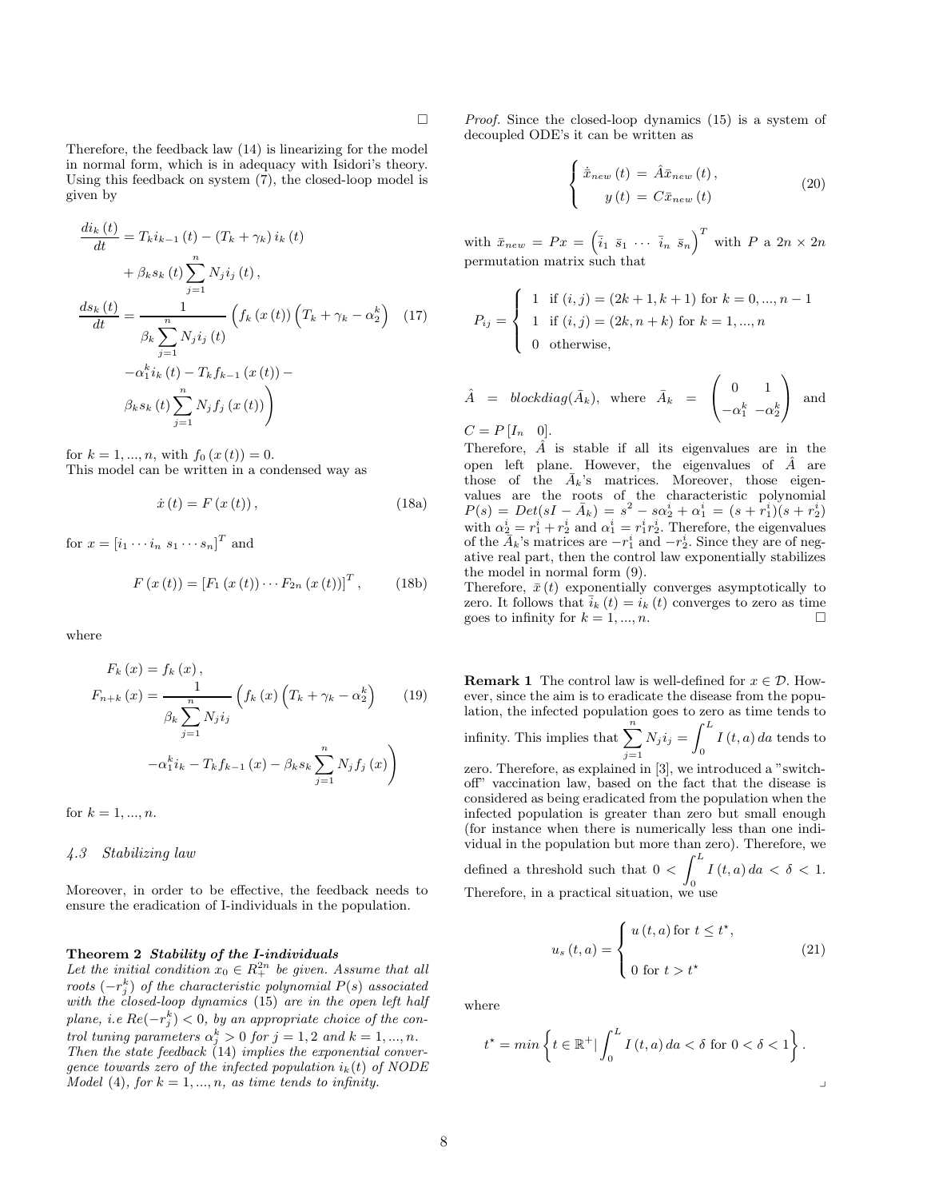□

Therefore, the feedback law (14) is linearizing for the model in normal form, which is in adequacy with Isidori's theory. Using this feedback on system (7), the closed-loop model is given by

$$
\begin{aligned}
\frac{di_k(t)}{dt} &= T_k i_{k-1}(t) - (T_k+\gamma_k)\, i_k(t) \\
&\quad + \beta_k s_k(t) \sum_{j=1}^{n} N_j i_j(t), \\
\frac{ds_k(t)}{dt} &= \frac{1}{\beta_k \sum_{j=1}^{n} N_j i_j(t)} \Big( f_k(x(t)) \left(T_k+\gamma_k-\alpha_2^k\right) \\
&\quad -\alpha_1^k i_k(t) - T_k f_{k-1}(x(t)) - \\
&\quad \beta_k s_k(t) \sum_{j=1}^{n} N_j f_j(x(t)) \Big)
\end{aligned}
\tag{17}
$$

for $k = 1, ..., n$, with $f_0(x(t)) = 0$.
This model can be written in a condensed way as

$$
\dot{x}(t) = F(x(t)), \tag{18a}
$$

for $x = [i_1 \cdots i_n \; s_1 \cdots s_n]^T$ and

$$
F(x(t)) = [F_1(x(t)) \cdots F_{2n}(x(t))]^T, \tag{18b}
$$

where

$$
\begin{aligned}
F_k(x) &= f_k(x), \\
F_{n+k}(x) &= \frac{1}{\beta_k \sum_{j=1}^{n} N_j i_j} \Big( f_k(x) \left(T_k+\gamma_k-\alpha_2^k\right) \\
&\quad -\alpha_1^k i_k - T_k f_{k-1}(x) - \beta_k s_k \sum_{j=1}^{n} N_j f_j(x) \Big)
\end{aligned}
\tag{19}
$$

for $k = 1, ..., n$.

### 4.3 Stabilizing law

Moreover, in order to be effective, the feedback needs to ensure the eradication of I-individuals in the population.

**Theorem 2** ***Stability of the I-individuals***
*Let the initial condition $x_0 \in R_+^{2n}$ be given. Assume that all roots $(-r_j^k)$ of the characteristic polynomial $P(s)$ associated with the closed-loop dynamics* (15) *are in the open left half plane, i.e $Re(-r_j^k) < 0$, by an appropriate choice of the control tuning parameters $\alpha_j^k > 0$ for $j = 1, 2$ and $k = 1, ..., n$. Then the state feedback* (14) *implies the exponential convergence towards zero of the infected population $i_k(t)$ of NODE Model* (4)*, for $k = 1, ..., n$, as time tends to infinity.*

*Proof.* Since the closed-loop dynamics (15) is a system of decoupled ODE's it can be written as

$$
\begin{cases}
\dot{\bar{x}}_{new}(t) = \hat{A}\bar{x}_{new}(t), \\
\quad y(t) = C\bar{x}_{new}(t)
\end{cases}
\tag{20}
$$

with $\bar{x}_{new} = Px = \begin{pmatrix} \bar{i}_1 & \bar{s}_1 & \cdots & \bar{i}_n & \bar{s}_n \end{pmatrix}^T$ with $P$ a $2n \times 2n$ permutation matrix such that

$$
P_{ij} = \begin{cases}
1 & \text{if } (i,j) = (2k+1, k+1) \text{ for } k = 0, ..., n-1 \\
1 & \text{if } (i,j) = (2k, n+k) \text{ for } k = 1, ..., n \\
0 & \text{otherwise,}
\end{cases}
$$

$\hat{A} = blockdiag(\bar{A}_k)$, where $\bar{A}_k = \begin{pmatrix} 0 & 1 \\ -\alpha_1^k & -\alpha_2^k \end{pmatrix}$ and $C = P\,[I_n \;\; 0]$.
Therefore, $\hat{A}$ is stable if all its eigenvalues are in the open left plane. However, the eigenvalues of $\hat{A}$ are those of the $\bar{A}_k$'s matrices. Moreover, those eigenvalues are the roots of the characteristic polynomial $P(s) = Det(sI - \bar{A}_k) = s^2 - s\alpha_2^i + \alpha_1^i = (s + r_1^i)(s + r_2^i)$ with $\alpha_2^i = r_1^i + r_2^i$ and $\alpha_1^i = r_1^i r_2^i$. Therefore, the eigenvalues of the $\bar{A}_k$'s matrices are $-r_1^i$ and $-r_2^i$. Since they are of negative real part, then the control law exponentially stabilizes the model in normal form (9).
Therefore, $\bar{x}(t)$ exponentially converges asymptotically to zero. It follows that $\bar{i}_k(t) = i_k(t)$ converges to zero as time goes to infinity for $k = 1, ..., n$. □

**Remark 1** The control law is well-defined for $x \in \mathcal{D}$. However, since the aim is to eradicate the disease from the population, the infected population goes to zero as time tends to infinity. This implies that $\sum_{j=1}^{n} N_j i_j = \int_0^L I(t,a)\, da$ tends to zero. Therefore, as explained in [3], we introduced a "switch-off" vaccination law, based on the fact that the disease is considered as being eradicated from the population when the infected population is greater than zero but small enough (for instance when there is numerically less than one individual in the population but more than zero). Therefore, we defined a threshold such that $0 < \int_0^L I(t,a)\, da < \delta < 1$. Therefore, in a practical situation, we use

$$
u_s(t,a) = \begin{cases}
u(t,a) \text{ for } t \leq t^\star, \\
0 \text{ for } t > t^\star
\end{cases}
\tag{21}
$$

where

$$
t^\star = min\left\{ t \in \mathbb{R}^+ \,\middle|\, \int_0^L I(t,a)\, da < \delta \text{ for } 0 < \delta < 1 \right\}.
$$

⌟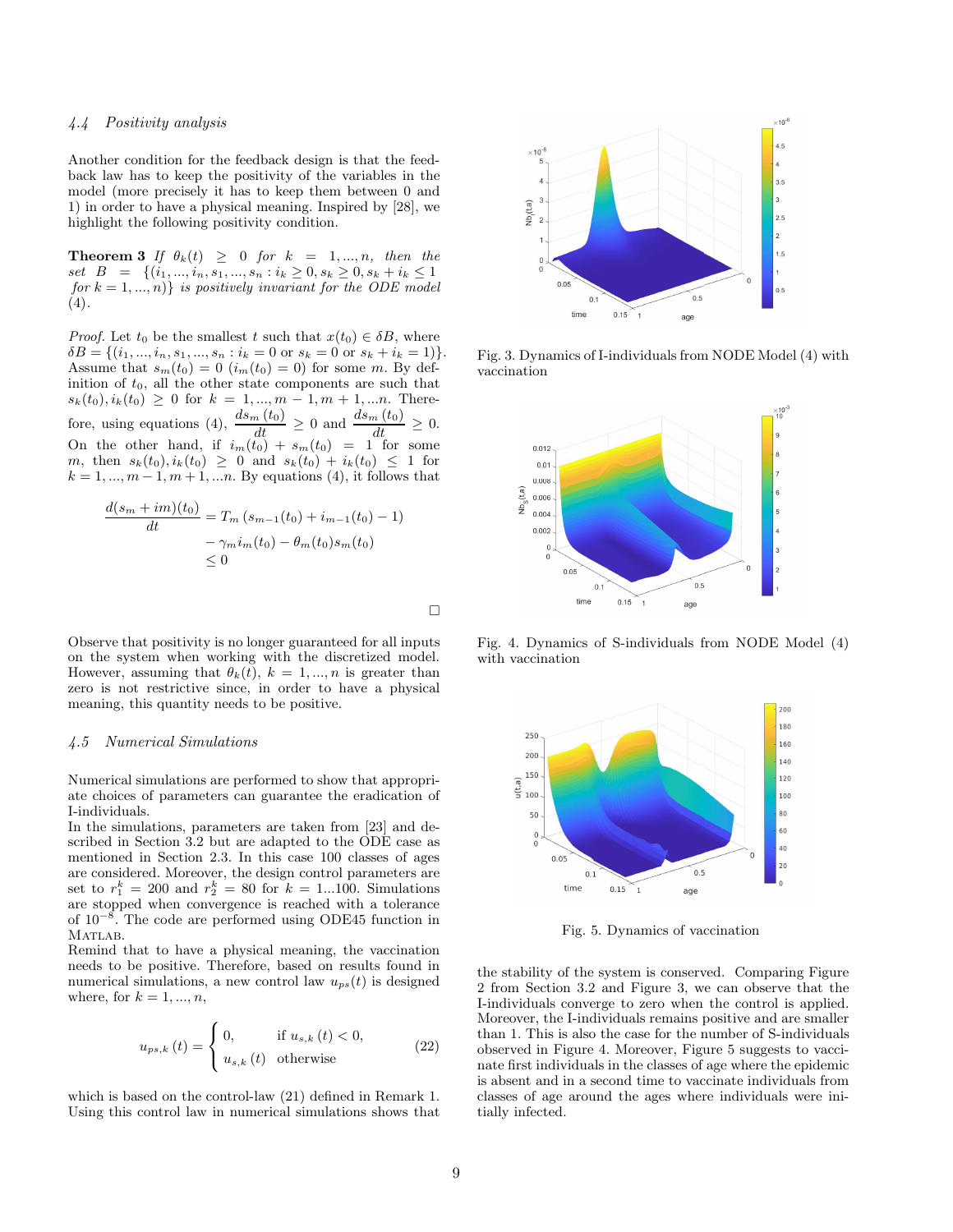### 4.4 Positivity analysis

Another condition for the feedback design is that the feedback law has to keep the positivity of the variables in the model (more precisely it has to keep them between 0 and 1) in order to have a physical meaning. Inspired by [28], we highlight the following positivity condition.

**Theorem 3** *If $\theta_k(t) \geq 0$ for $k = 1, ..., n$, then the set $B = \{(i_1, ..., i_n, s_1, ..., s_n : i_k \geq 0, s_k \geq 0, s_k + i_k \leq 1$ for $k = 1, ..., n)\}$ is positively invariant for the ODE model (4).*

*Proof.* Let $t_0$ be the smallest $t$ such that $x(t_0) \in \delta B$, where $\delta B = \{(i_1, ..., i_n, s_1, ..., s_n : i_k = 0 \text{ or } s_k = 0 \text{ or } s_k + i_k = 1)\}$. Assume that $s_m(t_0) = 0$ ($i_m(t_0) = 0$) for some $m$. By definition of $t_0$, all the other state components are such that $s_k(t_0), i_k(t_0) \geq 0$ for $k = 1, ..., m-1, m+1, ...n$. Therefore, using equations (4), $\frac{ds_m(t_0)}{dt} \geq 0$ and $\frac{ds_m(t_0)}{dt} \geq 0$. On the other hand, if $i_m(t_0) + s_m(t_0) = 1$ for some $m$, then $s_k(t_0), i_k(t_0) \geq 0$ and $s_k(t_0) + i_k(t_0) \leq 1$ for $k = 1, ..., m-1, m+1, ...n$. By equations (4), it follows that

$$
\begin{aligned}
\frac{d(s_m + im)(t_0)}{dt} &= T_m \left(s_{m-1}(t_0) + i_{m-1}(t_0) - 1\right) \\
&\quad - \gamma_m i_m(t_0) - \theta_m(t_0) s_m(t_0) \\
&\leq 0
\end{aligned}
$$

□

Observe that positivity is no longer guaranteed for all inputs on the system when working with the discretized model. However, assuming that $\theta_k(t)$, $k = 1, ..., n$ is greater than zero is not restrictive since, in order to have a physical meaning, this quantity needs to be positive.

### 4.5 Numerical Simulations

Numerical simulations are performed to show that appropriate choices of parameters can guarantee the eradication of I-individuals.
In the simulations, parameters are taken from [23] and described in Section 3.2 but are adapted to the ODE case as mentioned in Section 2.3. In this case 100 classes of ages are considered. Moreover, the design control parameters are set to $r_1^k = 200$ and $r_2^k = 80$ for $k = 1...100$. Simulations are stopped when convergence is reached with a tolerance of $10^{-8}$. The code are performed using ODE45 function in MATLAB.
Remind that to have a physical meaning, the vaccination needs to be positive. Therefore, based on results found in numerical simulations, a new control law $u_{ps}(t)$ is designed where, for $k = 1, ..., n$,

$$
u_{ps,k}(t) = \begin{cases} 0, & \text{if } u_{s,k}(t) < 0, \\ u_{s,k}(t) & \text{otherwise} \end{cases} \tag{22}
$$

which is based on the control-law (21) defined in Remark 1. Using this control law in numerical simulations shows that the stability of the system is conserved. Comparing Figure 2 from Section 3.2 and Figure 3, we can observe that the I-individuals converge to zero when the control is applied. Moreover, the I-individuals remains positive and are smaller than 1. This is also the case for the number of S-individuals observed in Figure 4. Moreover, Figure 5 suggests to vaccinate first individuals in the classes of age where the epidemic is absent and in a second time to vaccinate individuals from classes of age around the ages where individuals were initially infected.

×10⁻⁶
Nb_I(t,a)
time
age

Fig. 3. Dynamics of I-individuals from NODE Model (4) with vaccination

×10⁻³
Nb_S(t,a)
time
age

Fig. 4. Dynamics of S-individuals from NODE Model (4) with vaccination

u(t,a)
time
age

Fig. 5. Dynamics of vaccination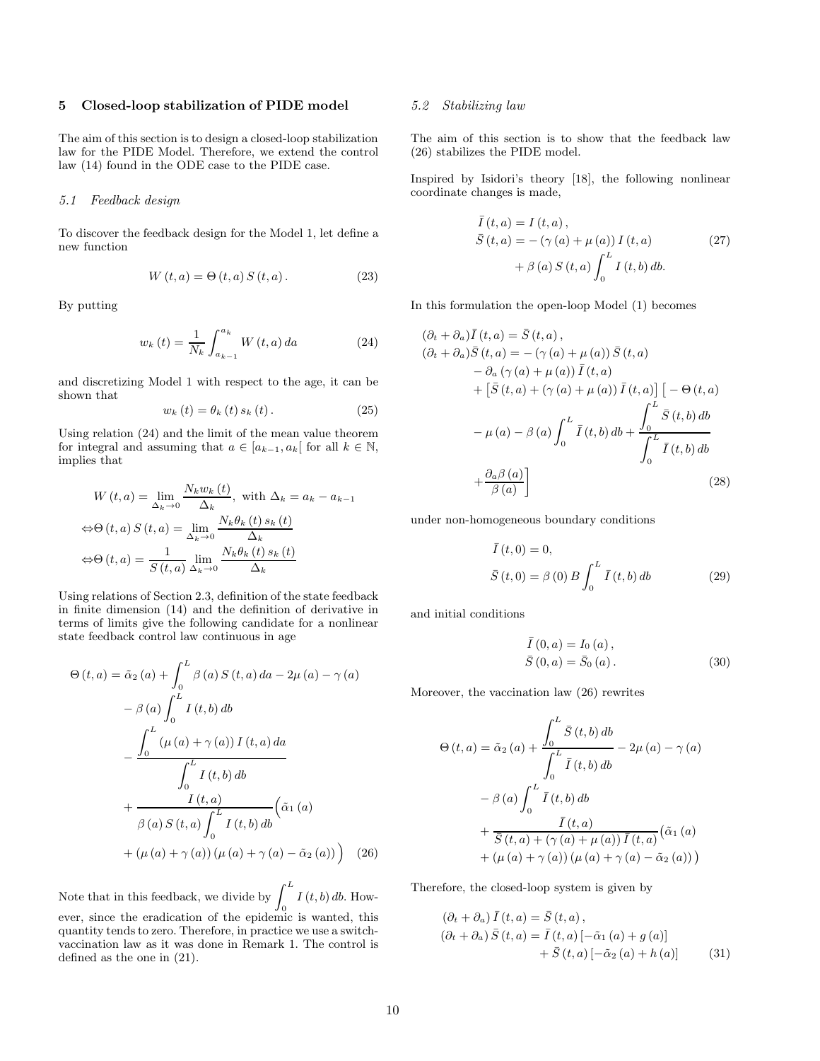## 5 Closed-loop stabilization of PIDE model

The aim of this section is to design a closed-loop stabilization law for the PIDE Model. Therefore, we extend the control law (14) found in the ODE case to the PIDE case.

### 5.1 Feedback design

To discover the feedback design for the Model 1, let define a new function

$$W(t,a) = \Theta(t,a)\, S(t,a). \tag{23}$$

By putting

$$w_k(t) = \frac{1}{N_k} \int_{a_{k-1}}^{a_k} W(t,a)\, da \tag{24}$$

and discretizing Model 1 with respect to the age, it can be shown that

$$w_k(t) = \theta_k(t)\, s_k(t). \tag{25}$$

Using relation (24) and the limit of the mean value theorem for integral and assuming that $a \in [a_{k-1}, a_k[$ for all $k \in \mathbb{N}$, implies that

$$
\begin{aligned}
& W(t,a) = \lim_{\Delta_k \to 0} \frac{N_k w_k(t)}{\Delta_k}, \text{ with } \Delta_k = a_k - a_{k-1} \\
\Leftrightarrow & \Theta(t,a)\, S(t,a) = \lim_{\Delta_k \to 0} \frac{N_k \theta_k(t)\, s_k(t)}{\Delta_k} \\
\Leftrightarrow & \Theta(t,a) = \frac{1}{S(t,a)} \lim_{\Delta_k \to 0} \frac{N_k \theta_k(t)\, s_k(t)}{\Delta_k}
\end{aligned}
$$

Using relations of Section 2.3, definition of the state feedback in finite dimension (14) and the definition of derivative in terms of limits give the following candidate for a nonlinear state feedback control law continuous in age

$$
\begin{aligned}
\Theta(t,a) = {} & \tilde{\alpha}_2(a) + \int_0^L \beta(a)\, S(t,a)\, da - 2\mu(a) - \gamma(a) \\
& - \beta(a) \int_0^L I(t,b)\, db \\
& - \frac{\displaystyle\int_0^L (\mu(a) + \gamma(a))\, I(t,a)\, da}{\displaystyle\int_0^L I(t,b)\, db} \\
& + \frac{I(t,a)}{\beta(a)\, S(t,a) \displaystyle\int_0^L I(t,b)\, db} \Big( \tilde{\alpha}_1(a) \\
& + (\mu(a) + \gamma(a))(\mu(a) + \gamma(a) - \tilde{\alpha}_2(a)) \Big)
\end{aligned} \tag{26}
$$

Note that in this feedback, we divide by $\int_0^L I(t,b)\, db$. However, since the eradication of the epidemic is wanted, this quantity tends to zero. Therefore, in practice we use a switch-vaccination law as it was done in Remark 1. The control is defined as the one in (21).

### 5.2 Stabilizing law

The aim of this section is to show that the feedback law (26) stabilizes the PIDE model.

Inspired by Isidori's theory [18], the following nonlinear coordinate changes is made,

$$
\begin{aligned}
\bar{I}(t,a) &= I(t,a), \\
\bar{S}(t,a) &= -(\gamma(a) + \mu(a))\, I(t,a) \\
& \quad + \beta(a)\, S(t,a) \int_0^L I(t,b)\, db.
\end{aligned} \tag{27}
$$

In this formulation the open-loop Model (1) becomes

$$
\begin{aligned}
& (\partial_t + \partial_a)\bar{I}(t,a) = \bar{S}(t,a), \\
& (\partial_t + \partial_a)\bar{S}(t,a) = -(\gamma(a) + \mu(a))\, \bar{S}(t,a) \\
& \quad - \partial_a(\gamma(a) + \mu(a))\, \bar{I}(t,a) \\
& \quad + \left[\bar{S}(t,a) + (\gamma(a) + \mu(a))\, \bar{I}(t,a)\right] \Big[ -\Theta(t,a) \\
& \quad - \mu(a) - \beta(a) \int_0^L \bar{I}(t,b)\, db + \frac{\displaystyle\int_0^L \bar{S}(t,b)\, db}{\displaystyle\int_0^L \bar{I}(t,b)\, db} \\
& \quad + \frac{\partial_a \beta(a)}{\beta(a)} \Big]
\end{aligned} \tag{28}
$$

under non-homogeneous boundary conditions

$$
\begin{aligned}
\bar{I}(t,0) &= 0, \\
\bar{S}(t,0) &= \beta(0)\, B \int_0^L \bar{I}(t,b)\, db
\end{aligned} \tag{29}
$$

and initial conditions

$$
\begin{aligned}
\bar{I}(0,a) &= I_0(a), \\
\bar{S}(0,a) &= \bar{S}_0(a).
\end{aligned} \tag{30}
$$

Moreover, the vaccination law (26) rewrites

$$
\begin{aligned}
\Theta(t,a) = {} & \tilde{\alpha}_2(a) + \frac{\displaystyle\int_0^L \bar{S}(t,b)\, db}{\displaystyle\int_0^L \bar{I}(t,b)\, db} - 2\mu(a) - \gamma(a) \\
& - \beta(a) \int_0^L \bar{I}(t,b)\, db \\
& + \frac{\bar{I}(t,a)}{\bar{S}(t,a) + (\gamma(a) + \mu(a))\, \bar{I}(t,a)} \big( \tilde{\alpha}_1(a) \\
& + (\mu(a) + \gamma(a))(\mu(a) + \gamma(a) - \tilde{\alpha}_2(a)) \big)
\end{aligned}
$$

Therefore, the closed-loop system is given by

$$
\begin{aligned}
& (\partial_t + \partial_a)\, \bar{I}(t,a) = \bar{S}(t,a), \\
& (\partial_t + \partial_a)\, \bar{S}(t,a) = \bar{I}(t,a)\left[-\tilde{\alpha}_1(a) + g(a)\right] \\
& \qquad\qquad + \bar{S}(t,a)\left[-\tilde{\alpha}_2(a) + h(a)\right]
\end{aligned} \tag{31}
$$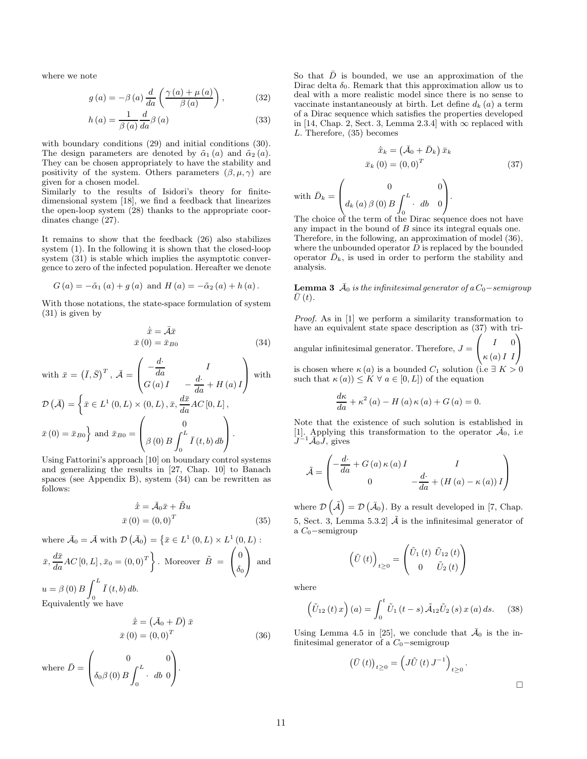where we note

$$g(a) = -\beta(a) \frac{d}{da} \left( \frac{\gamma(a) + \mu(a)}{\beta(a)} \right), \tag{32}$$

$$h(a) = \frac{1}{\beta(a)} \frac{d}{da} \beta(a) \tag{33}$$

with boundary conditions (29) and initial conditions (30). The design parameters are denoted by $\tilde{\alpha}_1(a)$ and $\tilde{\alpha}_2(a)$. They can be chosen appropriately to have the stability and positivity of the system. Others parameters $(\beta, \mu, \gamma)$ are given for a chosen model.
Similarly to the results of Isidori's theory for finite-dimensional system [18], we find a feedback that linearizes the open-loop system (28) thanks to the appropriate coordinates change (27).

It remains to show that the feedback (26) also stabilizes system (1). In the following it is shown that the closed-loop system (31) is stable which implies the asymptotic convergence to zero of the infected population. Hereafter we denote

$$G(a) = -\tilde{\alpha}_1(a) + g(a) \text{ and } H(a) = -\tilde{\alpha}_2(a) + h(a).$$

With those notations, the state-space formulation of system (31) is given by

$$\begin{aligned} \dot{\bar{x}} &= \bar{\mathcal{A}} \bar{x} \\ \bar{x}(0) &= \bar{x}_{B0} \end{aligned} \tag{34}$$

with $\bar{x} = \left(\bar{I}, \bar{S}\right)^T$, $\bar{\mathcal{A}} = \begin{pmatrix} -\dfrac{d\cdot}{da} & I \\ G(a) I & -\dfrac{d\cdot}{da} + H(a) I \end{pmatrix}$ with $\mathcal{D}\left(\bar{\mathcal{A}}\right) = \left\{ \bar{x} \in L^1(0,L) \times (0,L), \bar{x}, \dfrac{d\bar{x}}{da} AC[0,L], \right.$ $\left. \bar{x}(0) = \bar{x}_{B0} \right\}$ and $\bar{x}_{B0} = \begin{pmatrix} 0 \\ \beta(0) B \displaystyle\int_0^L \bar{I}(t,b)\, db \end{pmatrix}$.

Using Fattorini's approach [10] on boundary control systems and generalizing the results in [27, Chap. 10] to Banach spaces (see Appendix B), system (34) can be rewritten as follows:

$$\begin{aligned} \dot{\bar{x}} &= \bar{\mathcal{A}}_0 \bar{x} + \tilde{B} u \\ \bar{x}(0) &= (0,0)^T \end{aligned} \tag{35}$$

where $\bar{\mathcal{A}}_0 = \bar{\mathcal{A}}$ with $\mathcal{D}\left(\bar{\mathcal{A}}_0\right) = \left\{ \bar{x} \in L^1(0,L) \times L^1(0,L) : \right.$ $\left. \bar{x}, \dfrac{d\bar{x}}{da} AC[0,L], \bar{x}_0 = (0,0)^T \right\}$. Moreover $\tilde{B} = \begin{pmatrix} 0 \\ \delta_0 \end{pmatrix}$ and $u = \beta(0) B \displaystyle\int_0^L \bar{I}(t,b)\, db$.
Equivalently we have

$$\begin{aligned} \dot{\bar{x}} &= \left(\bar{\mathcal{A}}_0 + \bar{D}\right) \bar{x} \\ \bar{x}(0) &= (0,0)^T \end{aligned} \tag{36}$$

where $\bar{D} = \begin{pmatrix} 0 & 0 \\ \delta_0 \beta(0) B \displaystyle\int_0^L \cdot \; db & 0 \end{pmatrix}$.

So that $\bar{D}$ is bounded, we use an approximation of the Dirac delta $\delta_0$. Remark that this approximation allow us to deal with a more realistic model since there is no sense to vaccinate instantaneously at birth. Let define $d_k(a)$ a term of a Dirac sequence which satisfies the properties developed in [14, Chap. 2, Sect. 3, Lemma 2.3.4] with $\infty$ replaced with $L$. Therefore, (35) becomes

$$\begin{aligned} \dot{\bar{x}}_k &= \left(\bar{\mathcal{A}}_0 + \bar{D}_k\right) \bar{x}_k \\ \bar{x}_k(0) &= (0,0)^T \end{aligned} \tag{37}$$

with $\bar{D}_k = \begin{pmatrix} 0 & 0 \\ d_k(a) \beta(0) B \displaystyle\int_0^L \cdot \; db & 0 \end{pmatrix}$.
The choice of the term of the Dirac sequence does not have any impact in the bound of $B$ since its integral equals one. Therefore, in the following, an approximation of model (36), where the unbounded operator $D$ is replaced by the bounded operator $\bar{D}_k$, is used in order to perform the stability and analysis.

**Lemma 3** *$\bar{\mathcal{A}}_0$ is the infinitesimal generator of a $C_0-$semigroup $\bar{U}(t)$.*

*Proof.* As in [1] we perform a similarity transformation to have an equivalent state space description as (37) with triangular infinitesimal generator. Therefore, $J = \begin{pmatrix} I & 0 \\ \kappa(a) I & I \end{pmatrix}$ is chosen where $\kappa(a)$ is a bounded $C_1$ solution (i.e $\exists\, K > 0$ such that $\kappa(a)) \leq K \;\forall\, a \in [0,L]$) of the equation

$$\frac{d\kappa}{da} + \kappa^2(a) - H(a)\kappa(a) + G(a) = 0.$$

Note that the existence of such solution is established in [1]. Applying this transformation to the operator $\bar{\mathcal{A}}_0$, i.e $J^{-1}\bar{\mathcal{A}}_0 J$, gives

$$\tilde{\mathcal{A}} = \begin{pmatrix} -\dfrac{d\cdot}{da} + G(a)\kappa(a) I & I \\ 0 & -\dfrac{d\cdot}{da} + (H(a) - \kappa(a)) I \end{pmatrix}$$

where $\mathcal{D}\left(\tilde{\mathcal{A}}\right) = \mathcal{D}\left(\bar{\mathcal{A}}_0\right)$. By a result developed in [7, Chap. 5, Sect. 3, Lemma 5.3.2] $\tilde{\mathcal{A}}$ is the infinitesimal generator of a $C_0-$semigroup

$$\left(\tilde{U}(t)\right)_{t\geq 0} = \begin{pmatrix} \tilde{U}_1(t) & \tilde{U}_{12}(t) \\ 0 & \tilde{U}_2(t) \end{pmatrix}$$

where

$$\left(\tilde{U}_{12}(t)\, x\right)(a) = \int_0^t \tilde{U}_1(t-s)\, \tilde{\mathcal{A}}_{12} \tilde{U}_2(s)\, x(a)\, ds. \tag{38}$$

Using Lemma 4.5 in [25], we conclude that $\bar{\mathcal{A}}_0$ is the infinitesimal generator of a $C_0-$semigroup

$$\left(\bar{U}(t)\right)_{t\geq 0} = \left(J\tilde{U}(t)\, J^{-1}\right)_{t\geq 0}.$$

$\square$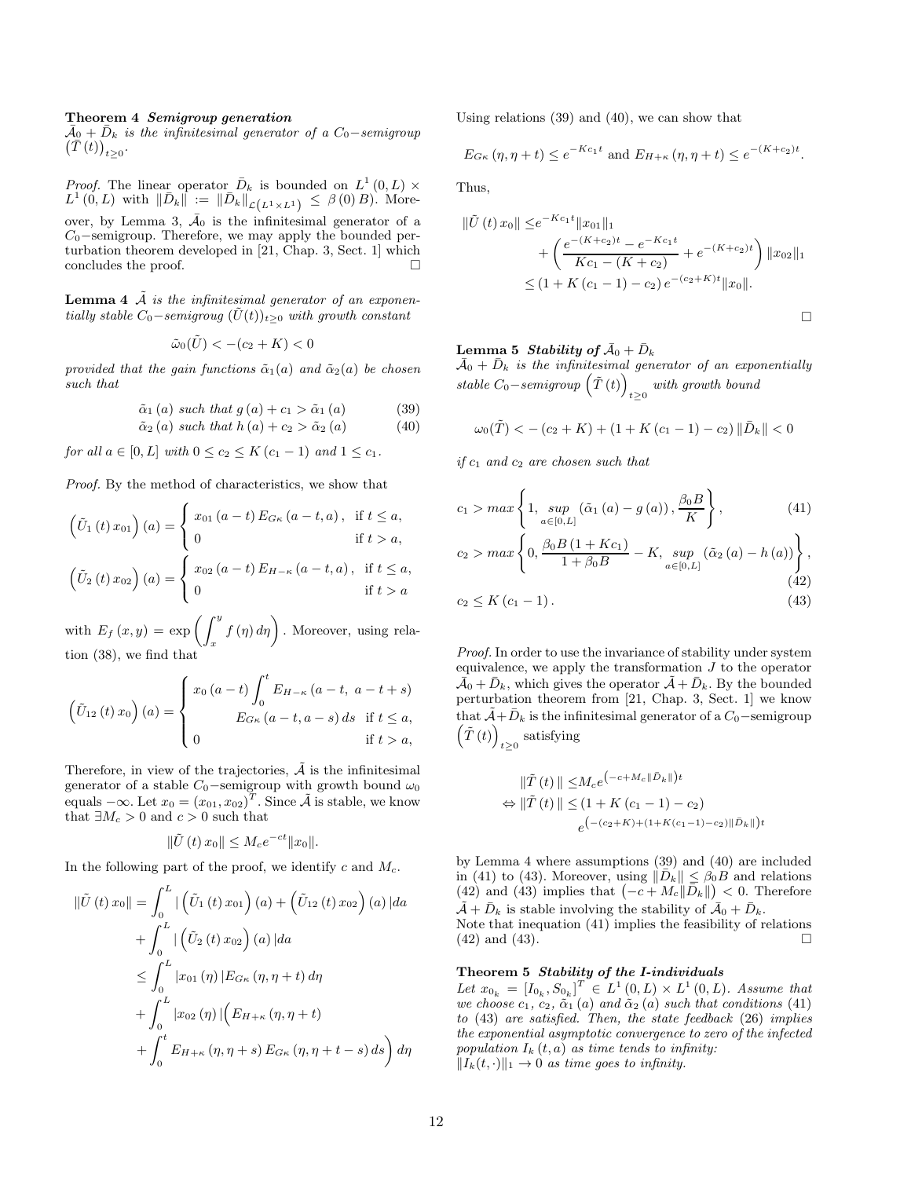**Theorem 4** ***Semigroup generation***
*$\bar{\mathcal{A}}_0 + \bar{D}_k$ is the infinitesimal generator of a $C_0-$semigroup $\left(\bar{T}(t)\right)_{t\geq 0}$.*

*Proof.* The linear operator $\bar{D}_k$ is bounded on $L^1(0,L) \times L^1(0,L)$ with $\|\bar{D}_k\| := \|\bar{D}_k\|_{\mathcal{L}\left(L^1 \times L^1\right)} \leq \beta(0)\,B)$. Moreover, by Lemma 3, $\bar{\mathcal{A}}_0$ is the infinitesimal generator of a $C_0-$semigroup. Therefore, we may apply the bounded perturbation theorem developed in [21, Chap. 3, Sect. 1] which concludes the proof. □

**Lemma 4** *$\tilde{\mathcal{A}}$ is the infinitesimal generator of an exponentially stable $C_0-$semigroug $(\tilde{U}(t))_{t\geq 0}$ with growth constant*

$$\tilde{\omega}_0(\tilde{U}) < -(c_2 + K) < 0$$

*provided that the gain functions $\tilde{\alpha}_1(a)$ and $\tilde{\alpha}_2(a)$ be chosen such that*

$$\tilde{\alpha}_1(a) \text{ such that } g(a) + c_1 > \tilde{\alpha}_1(a) \tag{39}$$
$$\tilde{\alpha}_2(a) \text{ such that } h(a) + c_2 > \tilde{\alpha}_2(a) \tag{40}$$

*for all $a \in [0,L]$ with $0 \leq c_2 \leq K(c_1 - 1)$ and $1 \leq c_1$.*

*Proof.* By the method of characteristics, we show that

$$\left(\tilde{U}_1(t)\,x_{01}\right)(a) = \begin{cases} x_{01}(a-t)\,E_{G\kappa}(a-t,a), & \text{if } t \leq a, \\ 0 & \text{if } t > a, \end{cases}$$

$$\left(\tilde{U}_2(t)\,x_{02}\right)(a) = \begin{cases} x_{02}(a-t)\,E_{H-\kappa}(a-t,a), & \text{if } t \leq a, \\ 0 & \text{if } t > a \end{cases}$$

with $E_f(x,y) = \exp\left(\int_x^y f(\eta)\,d\eta\right)$. Moreover, using relation (38), we find that

$$\left(\tilde{U}_{12}(t)\,x_0\right)(a) = \begin{cases} x_0(a-t)\int_0^t E_{H-\kappa}(a-t,\ a-t+s) \\ \qquad\qquad E_{G\kappa}(a-t,a-s)\,ds & \text{if } t \leq a, \\ 0 & \text{if } t > a, \end{cases}$$

Therefore, in view of the trajectories, $\tilde{\mathcal{A}}$ is the infinitesimal generator of a stable $C_0-$semigroup with growth bound $\omega_0$ equals $-\infty$. Let $x_0 = (x_{01}, x_{02})^T$. Since $\tilde{\mathcal{A}}$ is stable, we know that $\exists M_c > 0$ and $c > 0$ such that

$$\|\tilde{U}(t)\,x_0\| \leq M_c e^{-ct}\|x_0\|.$$

In the following part of the proof, we identify $c$ and $M_c$.

$$\begin{aligned}
\|\tilde{U}(t)\,x_0\| = &\int_0^L \left|\left(\tilde{U}_1(t)\,x_{01}\right)(a) + \left(\tilde{U}_{12}(t)\,x_{02}\right)(a)\right| da \\
&+ \int_0^L \left|\left(\tilde{U}_2(t)\,x_{02}\right)(a)\right| da \\
\leq &\int_0^L |x_{01}(\eta)|\,E_{G\kappa}(\eta,\eta+t)\,d\eta \\
&+ \int_0^L |x_{02}(\eta)|\Big(E_{H+\kappa}(\eta,\eta+t) \\
&+ \int_0^t E_{H+\kappa}(\eta,\eta+s)\,E_{G\kappa}(\eta,\eta+t-s)\,ds\Big)\,d\eta
\end{aligned}$$

Using relations (39) and (40), we can show that

$$E_{G\kappa}(\eta,\eta+t) \leq e^{-Kc_1 t} \text{ and } E_{H+\kappa}(\eta,\eta+t) \leq e^{-(K+c_2)t}.$$

Thus,

$$\begin{aligned}
\|\tilde{U}(t)\,x_0\| \leq &e^{-Kc_1 t}\|x_{01}\|_1 \\
&+ \left(\frac{e^{-(K+c_2)t} - e^{-Kc_1 t}}{Kc_1 - (K+c_2)} + e^{-(K+c_2)t}\right)\|x_{02}\|_1 \\
\leq &(1 + K(c_1 - 1) - c_2)\,e^{-(c_2+K)t}\|x_0\|.
\end{aligned}$$

□

**Lemma 5** ***Stability of $\bar{\mathcal{A}}_0 + \bar{D}_k$***
*$\bar{\mathcal{A}}_0 + \bar{D}_k$ is the infinitesimal generator of an exponentially stable $C_0-$semigroup $\left(\tilde{T}(t)\right)_{t\geq 0}$ with growth bound*

$$\omega_0(\tilde{T}) < -(c_2 + K) + (1 + K(c_1 - 1) - c_2)\,\|\bar{D}_k\| < 0$$

*if $c_1$ and $c_2$ are chosen such that*

$$c_1 > max\left\{1,\ \underset{a\in[0,L]}{sup}\left(\tilde{\alpha}_1(a) - g(a)\right),\ \frac{\beta_0 B}{K}\right\}, \tag{41}$$

$$c_2 > max\left\{0,\ \frac{\beta_0 B\,(1 + Kc_1)}{1 + \beta_0 B} - K,\ \underset{a\in[0,L]}{sup}\left(\tilde{\alpha}_2(a) - h(a)\right)\right\}, \tag{42}$$

$$c_2 \leq K(c_1 - 1). \tag{43}$$

*Proof.* In order to use the invariance of stability under system equivalence, we apply the transformation $J$ to the operator $\bar{\mathcal{A}}_0 + \bar{D}_k$, which gives the operator $\tilde{\mathcal{A}} + \bar{D}_k$. By the bounded perturbation theorem from [21, Chap. 3, Sect. 1] we know that $\tilde{\mathcal{A}} + \bar{D}_k$ is the infinitesimal generator of a $C_0-$semigroup $\left(\tilde{T}(t)\right)_{t\geq 0}$ satisfying

$$\begin{aligned}
&\|\tilde{T}(t)\| \leq M_c e^{\left(-c + M_c\|\bar{D}_k\|\right)t} \\
\Leftrightarrow\ &\|\tilde{T}(t)\| \leq (1 + K(c_1 - 1) - c_2) \\
&\qquad e^{\left(-(c_2+K) + (1 + K(c_1-1) - c_2)\|\bar{D}_k\|\right)t}
\end{aligned}$$

by Lemma 4 where assumptions (39) and (40) are included in (41) to (43). Moreover, using $\|\bar{D}_k\| \leq \beta_0 B$ and relations (42) and (43) implies that $\left(-c + M_c\|\bar{D}_k\|\right) < 0$. Therefore $\tilde{\mathcal{A}} + \bar{D}_k$ is stable involving the stability of $\bar{\mathcal{A}}_0 + \bar{D}_k$.
Note that inequation (41) implies the feasibility of relations (42) and (43). □

**Theorem 5** ***Stability of the I-individuals***
*Let $x_{0_k} = [I_{0_k}, S_{0_k}]^T \in L^1(0,L) \times L^1(0,L)$. Assume that we choose $c_1$, $c_2$, $\tilde{\alpha}_1(a)$ and $\tilde{\alpha}_2(a)$ such that conditions (41) to (43) are satisfied. Then, the state feedback (26) implies the exponential asymptotic convergence to zero of the infected population $I_k(t,a)$ as time tends to infinity:*
*$\|I_k(t,\cdot)\|_1 \to 0$ as time goes to infinity.*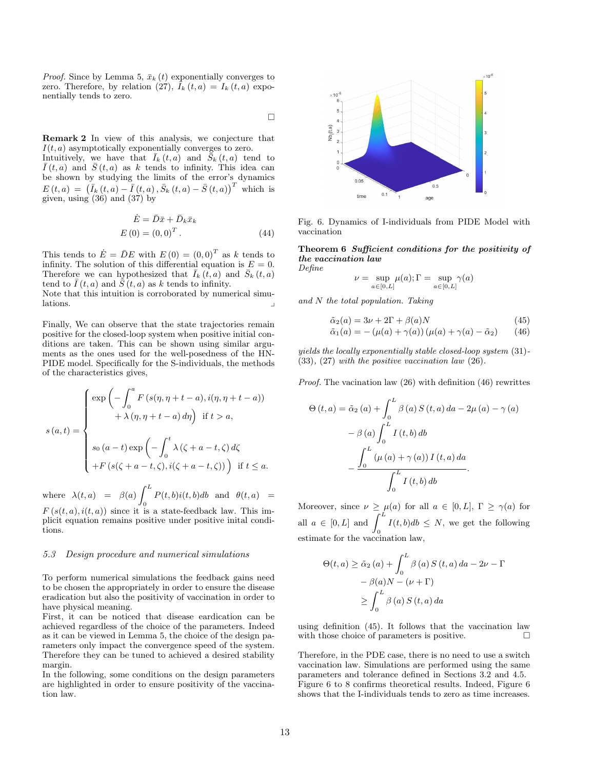*Proof.* Since by Lemma 5, $\bar{x}_k(t)$ exponentially converges to zero. Therefore, by relation (27), $\bar{I}_k(t,a) = I_k(t,a)$ exponentially tends to zero.

□

**Remark 2** In view of this analysis, we conjecture that $I(t,a)$ asymptotically exponentially converges to zero.
Intuitively, we have that $\bar{I}_k(t,a)$ and $\bar{S}_k(t,a)$ tend to $\bar{I}(t,a)$ and $\bar{S}(t,a)$ as $k$ tends to infinity. This idea can be shown by studying the limits of the error's dynamics $E(t,a) = \left(\bar{I}_k(t,a) - \bar{I}(t,a), \bar{S}_k(t,a) - \bar{S}(t,a)\right)^T$ which is given, using (36) and (37) by

$$
\begin{aligned}
\dot{E} &= \bar{D}\bar{x} + \bar{D}_k \bar{x}_k \\
E(0) &= (0,0)^T.
\end{aligned} \tag{44}
$$

This tends to $\dot{E} = \bar{D}E$ with $E(0) = (0,0)^T$ as $k$ tends to infinity. The solution of this differential equation is $E = 0$. Therefore we can hypothesized that $\bar{I}_k(t,a)$ and $\bar{S}_k(t,a)$ tend to $\bar{I}(t,a)$ and $\bar{S}(t,a)$ as $k$ tends to infinity.
Note that this intuition is corroborated by numerical simulations.

Finally, We can observe that the state trajectories remain positive for the closed-loop system when positive initial conditions are taken. This can be shown using similar arguments as the ones used for the well-posedness of the HN-PIDE model. Specifically for the S-individuals, the methods of the characteristics gives,

$$
s(a,t) = \begin{cases} \exp\left(-\displaystyle\int_0^a F\left(s(\eta,\eta+t-a), i(\eta,\eta+t-a)\right) \right. \\ \quad \left. + \lambda(\eta,\eta+t-a)\, d\eta\right) \text{ if } t > a, \\ \\ s_0(a-t)\exp\left(-\displaystyle\int_0^t \lambda(\zeta+a-t,\zeta)\, d\zeta \right. \\ \quad \left. +F\left(s(\zeta+a-t,\zeta), i(\zeta+a-t,\zeta)\right)\right) \text{ if } t \le a. \end{cases}
$$

where $\lambda(t,a) = \beta(a)\displaystyle\int_0^L P(t,b) i(t,b) db$ and $\theta(t,a) = F(s(t,a), i(t,a))$ since it is a state-feedback law. This implicit equation remains positive under positive inital conditions.

### 5.3 Design procedure and numerical simulations

To perform numerical simulations the feedback gains need to be chosen the appropriately in order to ensure the disease eradication but also the positivity of vaccination in order to have physical meaning.
First, it can be noticed that disease eardication can be achieved regardless of the choice of the parameters. Indeed as it can be viewed in Lemma 5, the choice of the design parameters only impact the convergence speed of the system. Therefore they can be tuned to achieved a desired stability margin.
In the following, some conditions on the design parameters are highlighted in order to ensure positivity of the vaccination law.

×10⁻⁶
6
5
4
3
2
1
0
Nb_i(t,a)
0
0.05
0.1
time
1
0.5
0
age
×10⁻⁶
5
4
3
2
1
0

Fig. 6. Dynamics of I-individuals from PIDE Model with vaccination

**Theorem 6** ***Sufficient conditions for the positivity of the vaccination law***
*Define*

$$
\nu = \sup_{a\in[0,L]} \mu(a); \Gamma = \sup_{a\in[0,L]} \gamma(a)
$$

*and $N$ the total population. Taking*

$$
\tilde{\alpha}_2(a) = 3\nu + 2\Gamma + \beta(a)N \tag{45}
$$

$$
\tilde{\alpha}_1(a) = -\left(\mu(a)+\gamma(a)\right)\left(\mu(a)+\gamma(a)-\tilde{\alpha}_2\right) \tag{46}
$$

*yields the locally exponentially stable closed-loop system (31)-(33), (27) with the positive vaccination law (26).*

*Proof.* The vacination law (26) with definition (46) rewrittes

$$
\begin{aligned}
\Theta(t,a) &= \tilde{\alpha}_2(a) + \int_0^L \beta(a) S(t,a)\, da - 2\mu(a) - \gamma(a) \\
&\quad - \beta(a)\int_0^L I(t,b)\, db \\
&\quad - \frac{\displaystyle\int_0^L (\mu(a)+\gamma(a)) I(t,a)\, da}{\displaystyle\int_0^L I(t,b)\, db}.
\end{aligned}
$$

Moreover, since $\nu \ge \mu(a)$ for all $a \in [0,L]$, $\Gamma \ge \gamma(a)$ for all $a \in [0,L]$ and $\displaystyle\int_0^L I(t,b) db \le N$, we get the following estimate for the vaccination law,

$$
\begin{aligned}
\Theta(t,a) &\ge \tilde{\alpha}_2(a) + \int_0^L \beta(a) S(t,a)\, da - 2\nu - \Gamma \\
&\quad - \beta(a)N - (\nu+\Gamma) \\
&\ge \int_0^L \beta(a) S(t,a)\, da
\end{aligned}
$$

using definition (45). It follows that the vaccination law with those choice of parameters is positive. □

Therefore, in the PDE case, there is no need to use a switch vaccination law. Simulations are performed using the same parameters and tolerance defined in Sections 3.2 and 4.5. Figure 6 to 8 confirms theoretical results. Indeed, Figure 6 shows that the I-individuals tends to zero as time increases.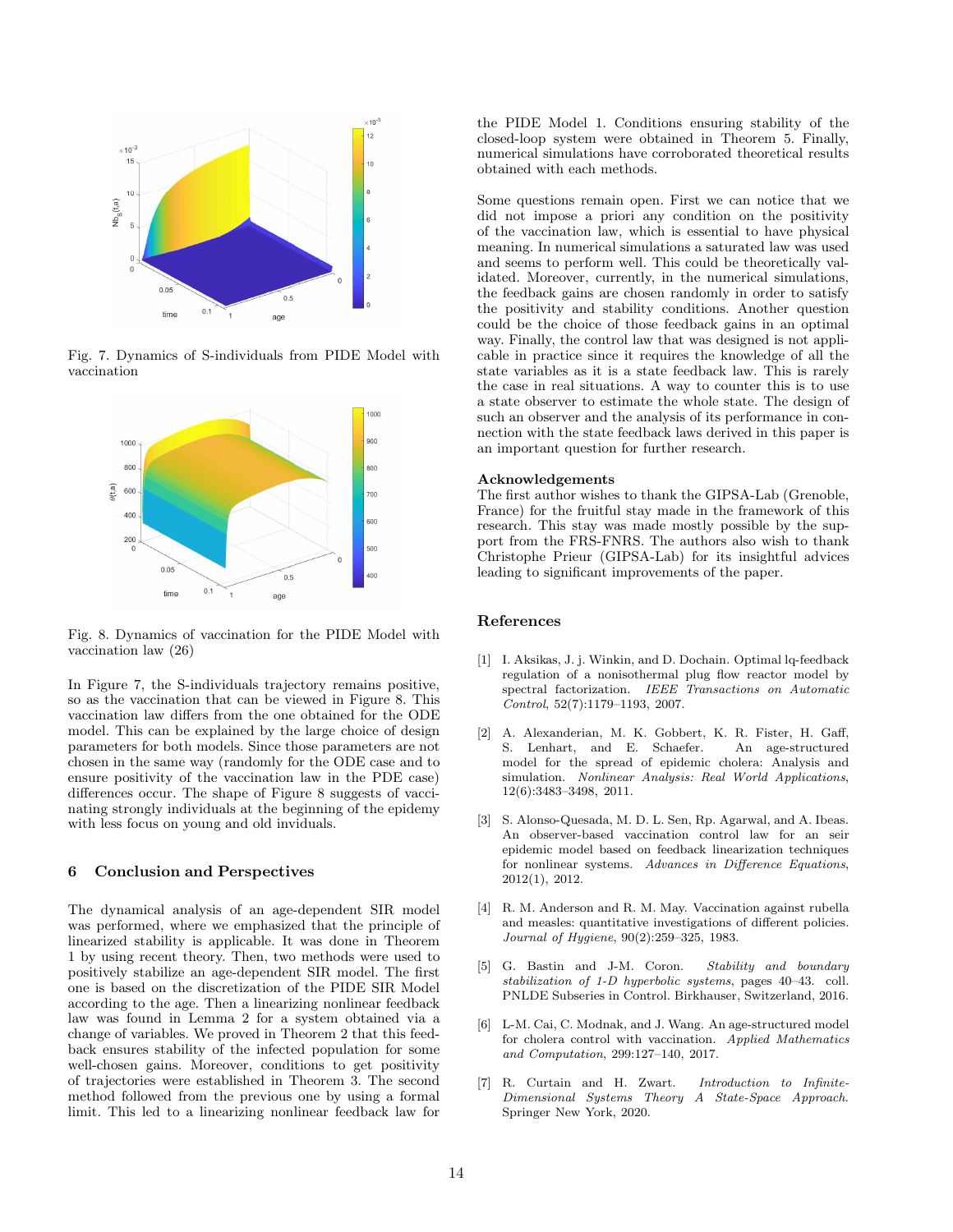$\times 10^{-3}$

15

10

5

0

$Nb_S(t,a)$

0

0.05

time

0.1

1

0.5

age

0

$\times 10^{-3}$

12

10

8

6

4

2

0

Fig. 7. Dynamics of S-individuals from PIDE Model with vaccination

1000

800

600

400

200

$\theta(t,a)$

0

0.05

time

0.1

1

0.5

age

0

1000

900

800

700

600

500

400

Fig. 8. Dynamics of vaccination for the PIDE Model with vaccination law (26)

In Figure 7, the S-individuals trajectory remains positive, so as the vaccination that can be viewed in Figure 8. This vaccination law differs from the one obtained for the ODE model. This can be explained by the large choice of design parameters for both models. Since those parameters are not chosen in the same way (randomly for the ODE case and to ensure positivity of the vaccination law in the PDE case) differences occur. The shape of Figure 8 suggests of vaccinating strongly individuals at the beginning of the epidemy with less focus on young and old inviduals.

## 6 Conclusion and Perspectives

The dynamical analysis of an age-dependent SIR model was performed, where we emphasized that the principle of linearized stability is applicable. It was done in Theorem 1 by using recent theory. Then, two methods were used to positively stabilize an age-dependent SIR model. The first one is based on the discretization of the PIDE SIR Model according to the age. Then a linearizing nonlinear feedback law was found in Lemma 2 for a system obtained via a change of variables. We proved in Theorem 2 that this feedback ensures stability of the infected population for some well-chosen gains. Moreover, conditions to get positivity of trajectories were established in Theorem 3. The second method followed from the previous one by using a formal limit. This led to a linearizing nonlinear feedback law for the PIDE Model 1. Conditions ensuring stability of the closed-loop system were obtained in Theorem 5. Finally, numerical simulations have corroborated theoretical results obtained with each methods.

Some questions remain open. First we can notice that we did not impose a priori any condition on the positivity of the vaccination law, which is essential to have physical meaning. In numerical simulations a saturated law was used and seems to perform well. This could be theoretically validated. Moreover, currently, in the numerical simulations, the feedback gains are chosen randomly in order to satisfy the positivity and stability conditions. Another question could be the choice of those feedback gains in an optimal way. Finally, the control law that was designed is not applicable in practice since it requires the knowledge of all the state variables as it is a state feedback law. This is rarely the case in real situations. A way to counter this is to use a state observer to estimate the whole state. The design of such an observer and the analysis of its performance in connection with the state feedback laws derived in this paper is an important question for further research.

**Acknowledgements**

The first author wishes to thank the GIPSA-Lab (Grenoble, France) for the fruitful stay made in the framework of this research. This stay was made mostly possible by the support from the FRS-FNRS. The authors also wish to thank Christophe Prieur (GIPSA-Lab) for its insightful advices leading to significant improvements of the paper.

## References

[1] I. Aksikas, J. j. Winkin, and D. Dochain. Optimal lq-feedback regulation of a nonisothermal plug flow reactor model by spectral factorization. *IEEE Transactions on Automatic Control*, 52(7):1179–1193, 2007.

[2] A. Alexanderian, M. K. Gobbert, K. R. Fister, H. Gaff, S. Lenhart, and E. Schaefer. An age-structured model for the spread of epidemic cholera: Analysis and simulation. *Nonlinear Analysis: Real World Applications*, 12(6):3483–3498, 2011.

[3] S. Alonso-Quesada, M. D. L. Sen, Rp. Agarwal, and A. Ibeas. An observer-based vaccination control law for an seir epidemic model based on feedback linearization techniques for nonlinear systems. *Advances in Difference Equations*, 2012(1), 2012.

[4] R. M. Anderson and R. M. May. Vaccination against rubella and measles: quantitative investigations of different policies. *Journal of Hygiene*, 90(2):259–325, 1983.

[5] G. Bastin and J-M. Coron. *Stability and boundary stabilization of 1-D hyperbolic systems*, pages 40–43. coll. PNLDE Subseries in Control. Birkhauser, Switzerland, 2016.

[6] L-M. Cai, C. Modnak, and J. Wang. An age-structured model for cholera control with vaccination. *Applied Mathematics and Computation*, 299:127–140, 2017.

[7] R. Curtain and H. Zwart. *Introduction to Infinite-Dimensional Systems Theory A State-Space Approach.* Springer New York, 2020.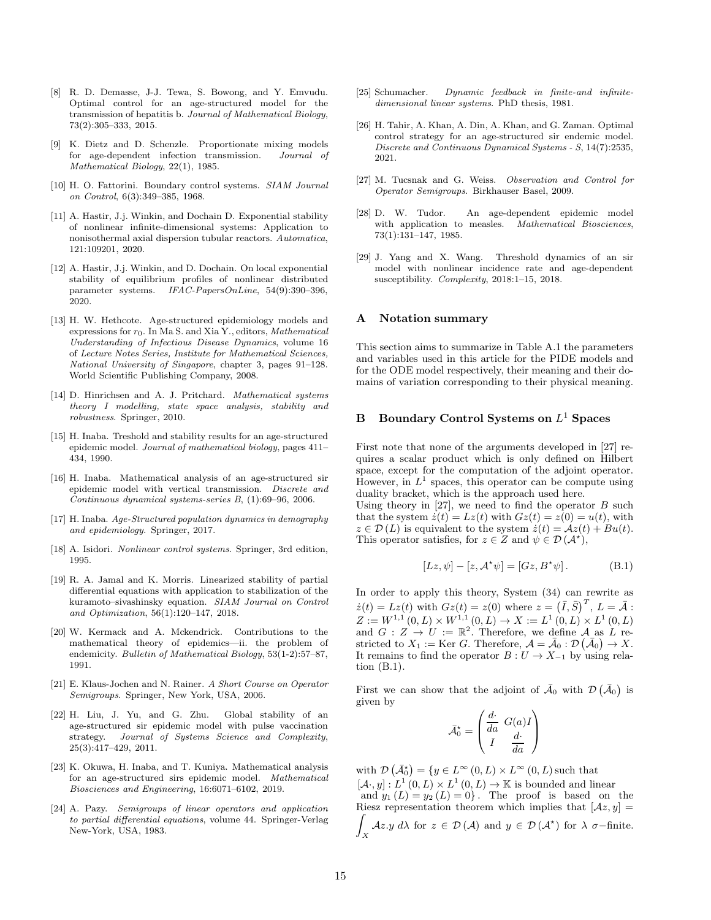[8] R. D. Demasse, J-J. Tewa, S. Bowong, and Y. Emvudu. Optimal control for an age-structured model for the transmission of hepatitis b. *Journal of Mathematical Biology*, 73(2):305–333, 2015.

[9] K. Dietz and D. Schenzle. Proportionate mixing models for age-dependent infection transmission. *Journal of Mathematical Biology*, 22(1), 1985.

[10] H. O. Fattorini. Boundary control systems. *SIAM Journal on Control*, 6(3):349–385, 1968.

[11] A. Hastir, J.j. Winkin, and Dochain D. Exponential stability of nonlinear infinite-dimensional systems: Application to nonisothermal axial dispersion tubular reactors. *Automatica*, 121:109201, 2020.

[12] A. Hastir, J.j. Winkin, and D. Dochain. On local exponential stability of equilibrium profiles of nonlinear distributed parameter systems. *IFAC-PapersOnLine*, 54(9):390–396, 2020.

[13] H. W. Hethcote. Age-structured epidemiology models and expressions for $r_0$. In Ma S. and Xia Y., editors, *Mathematical Understanding of Infectious Disease Dynamics*, volume 16 of *Lecture Notes Series, Institute for Mathematical Sciences, National University of Singapore*, chapter 3, pages 91–128. World Scientific Publishing Company, 2008.

[14] D. Hinrichsen and A. J. Pritchard. *Mathematical systems theory I modelling, state space analysis, stability and robustness*. Springer, 2010.

[15] H. Inaba. Treshold and stability results for an age-structured epidemic model. *Journal of mathematical biology*, pages 411–434, 1990.

[16] H. Inaba. Mathematical analysis of an age-structured sir epidemic model with vertical transmission. *Discrete and Continuous dynamical systems-series B*, (1):69–96, 2006.

[17] H. Inaba. *Age-Structured population dynamics in demography and epidemiology*. Springer, 2017.

[18] A. Isidori. *Nonlinear control systems*. Springer, 3rd edition, 1995.

[19] R. A. Jamal and K. Morris. Linearized stability of partial differential equations with application to stabilization of the kuramoto–sivashinsky equation. *SIAM Journal on Control and Optimization*, 56(1):120–147, 2018.

[20] W. Kermack and A. Mckendrick. Contributions to the mathematical theory of epidemics—ii. the problem of endemicity. *Bulletin of Mathematical Biology*, 53(1-2):57–87, 1991.

[21] E. Klaus-Jochen and N. Rainer. *A Short Course on Operator Semigroups*. Springer, New York, USA, 2006.

[22] H. Liu, J. Yu, and G. Zhu. Global stability of an age-structured sir epidemic model with pulse vaccination strategy. *Journal of Systems Science and Complexity*, 25(3):417–429, 2011.

[23] K. Okuwa, H. Inaba, and T. Kuniya. Mathematical analysis for an age-structured sirs epidemic model. *Mathematical Biosciences and Engineering*, 16:6071–6102, 2019.

[24] A. Pazy. *Semigroups of linear operators and application to partial differential equations*, volume 44. Springer-Verlag New-York, USA, 1983.

[25] Schumacher. *Dynamic feedback in finite-and infinite-dimensional linear systems*. PhD thesis, 1981.

[26] H. Tahir, A. Khan, A. Din, A. Khan, and G. Zaman. Optimal control strategy for an age-structured sir endemic model. *Discrete and Continuous Dynamical Systems - S*, 14(7):2535, 2021.

[27] M. Tucsnak and G. Weiss. *Observation and Control for Operator Semigroups*. Birkhauser Basel, 2009.

[28] D. W. Tudor. An age-dependent epidemic model with application to measles. *Mathematical Biosciences*, 73(1):131–147, 1985.

[29] J. Yang and X. Wang. Threshold dynamics of an sir model with nonlinear incidence rate and age-dependent susceptibility. *Complexity*, 2018:1–15, 2018.

## A Notation summary

This section aims to summarize in Table A.1 the parameters and variables used in this article for the PIDE models and for the ODE model respectively, their meaning and their domains of variation corresponding to their physical meaning.

## B Boundary Control Systems on $L^1$ Spaces

First note that none of the arguments developed in [27] requires a scalar product which is only defined on Hilbert space, except for the computation of the adjoint operator. However, in $L^1$ spaces, this operator can be compute using duality bracket, which is the approach used here.
Using theory in [27], we need to find the operator $B$ such that the system $\dot{z}(t) = Lz(t)$ with $Gz(t) = z(0) = u(t)$, with $z \in \mathcal{D}(L)$ is equivalent to the system $\dot{z}(t) = \mathcal{A}z(t) + Bu(t)$. This operator satisfies, for $z \in Z$ and $\psi \in \mathcal{D}(\mathcal{A}^\star)$,

$$[Lz, \psi] - [z, \mathcal{A}^\star \psi] = [Gz, B^\star \psi]. \tag{B.1}$$

In order to apply this theory, System (34) can rewrite as $\dot{z}(t) = Lz(t)$ with $Gz(t) = z(0)$ where $z = (\bar{I}, \bar{S})^T$, $L = \bar{\mathcal{A}} : Z := W^{1,1}(0, L) \times W^{1,1}(0, L) \to X := L^1(0, L) \times L^1(0, L)$ and $G : Z \to U := \mathbb{R}^2$. Therefore, we define $\mathcal{A}$ as $L$ restricted to $X_1 := \text{Ker } G$. Therefore, $\mathcal{A} = \bar{\mathcal{A}}_0 : \mathcal{D}(\bar{\mathcal{A}}_0) \to X$. It remains to find the operator $B : U \to X_{-1}$ by using relation (B.1).

First we can show that the adjoint of $\bar{\mathcal{A}}_0$ with $\mathcal{D}(\bar{\mathcal{A}}_0)$ is given by

$$\bar{\mathcal{A}}_0^\star = \begin{pmatrix} \dfrac{d\cdot}{da} & G(a)I \\ I & \dfrac{d\cdot}{da} \end{pmatrix}$$

with $\mathcal{D}(\bar{\mathcal{A}}_0^\star) = \{y \in L^\infty(0, L) \times L^\infty(0, L)$ such that $[\mathcal{A}\cdot, y] : L^1(0, L) \times L^1(0, L) \to \mathbb{K}$ is bounded and linear and $y_1(L) = y_2(L) = 0\}$. The proof is based on the Riesz representation theorem which implies that $[\mathcal{A}z, y] = \displaystyle\int_X \mathcal{A}z.y \, d\lambda$ for $z \in \mathcal{D}(\mathcal{A})$ and $y \in \mathcal{D}(\mathcal{A}^\star)$ for $\lambda$ $\sigma$−finite.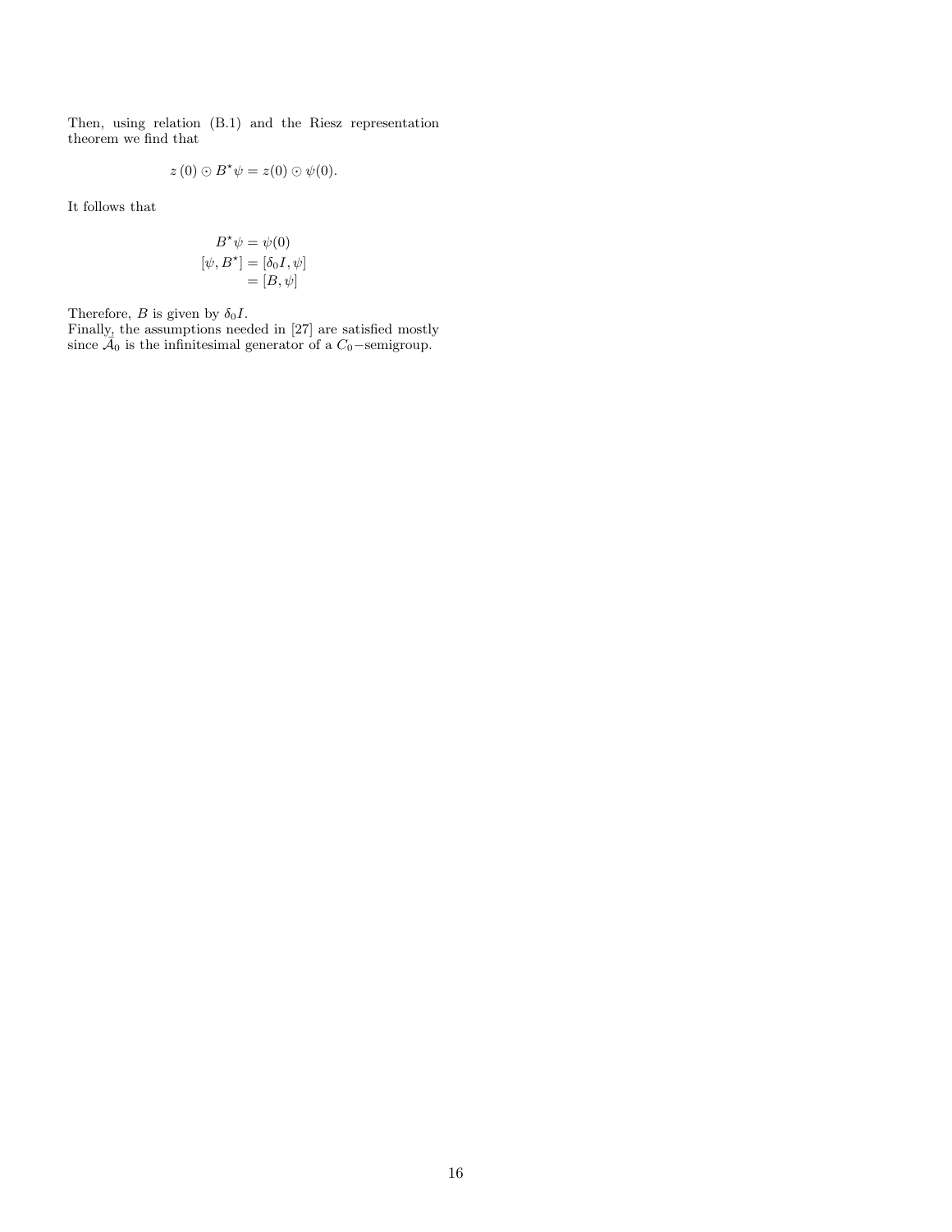Then, using relation (B.1) and the Riesz representation theorem we find that

$$z\,(0) \odot B^{\star}\psi = z(0) \odot \psi(0).$$

It follows that

$$\begin{aligned} B^{\star}\psi &= \psi(0) \\ [\psi, B^{\star}] &= [\delta_0 I, \psi] \\ &= [B, \psi] \end{aligned}$$

Therefore, $B$ is given by $\delta_0 I$.
Finally, the assumptions needed in [27] are satisfied mostly since $\mathcal{A}_0$ is the infinitesimal generator of a $C_0-$semigroup.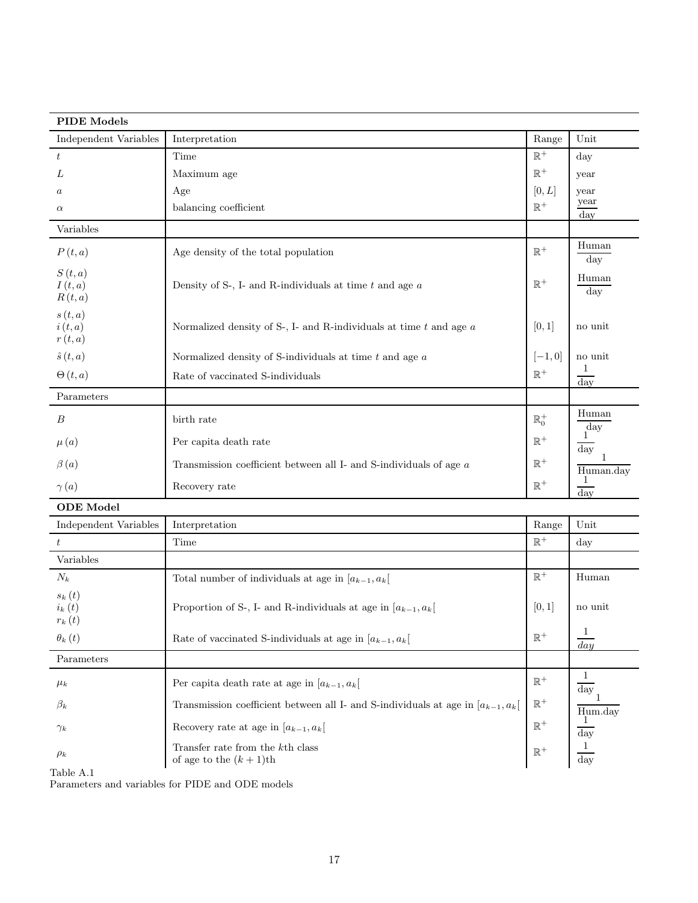| **PIDE Models** | | | |
|---|---|---|---|
| Independent Variables | Interpretation | Range | Unit |
| $t$ | Time | $\mathbb{R}^+$ | day |
| $L$ | Maximum age | $\mathbb{R}^+$ | year |
| $a$ | Age | $[0, L]$ | year |
| $\alpha$ | balancing coefficient | $\mathbb{R}^+$ | $\frac{\text{year}}{\text{day}}$ |
| Variables | | | |
| $P(t,a)$ | Age density of the total population | $\mathbb{R}^+$ | $\frac{\text{Human}}{\text{day}}$ |
| $S(t,a)$ $I(t,a)$ $R(t,a)$ | Density of S-, I- and R-individuals at time $t$ and age $a$ | $\mathbb{R}^+$ | $\frac{\text{Human}}{\text{day}}$ |
| $s(t,a)$ $i(t,a)$ $r(t,a)$ | Normalized density of S-, I- and R-individuals at time $t$ and age $a$ | $[0,1]$ | no unit |
| $\hat{s}(t,a)$ | Normalized density of S-individuals at time $t$ and age $a$ | $[-1,0]$ | no unit |
| $\Theta(t,a)$ | Rate of vaccinated S-individuals | $\mathbb{R}^+$ | $\frac{1}{\text{day}}$ |
| Parameters | | | |
| $B$ | birth rate | $\mathbb{R}_0^+$ | $\frac{\text{Human}}{\text{day}}$ |
| $\mu(a)$ | Per capita death rate | $\mathbb{R}^+$ | $\frac{1}{\text{day}}$ |
| $\beta(a)$ | Transmission coefficient between all I- and S-individuals of age $a$ | $\mathbb{R}^+$ | $\frac{1}{\text{Human.day}}$ |
| $\gamma(a)$ | Recovery rate | $\mathbb{R}^+$ | $\frac{1}{\text{day}}$ |
| **ODE Model** | | | |
| Independent Variables | Interpretation | Range | Unit |
| $t$ | Time | $\mathbb{R}^+$ | day |
| Variables | | | |
| $N_k$ | Total number of individuals at age in $[a_{k-1}, a_k[$ | $\mathbb{R}^+$ | Human |
| $s_k(t)$ $i_k(t)$ $r_k(t)$ | Proportion of S-, I- and R-individuals at age in $[a_{k-1}, a_k[$ | $[0,1]$ | no unit |
| $\theta_k(t)$ | Rate of vaccinated S-individuals at age in $[a_{k-1}, a_k[$ | $\mathbb{R}^+$ | $\frac{1}{day}$ |
| Parameters | | | |
| $\mu_k$ | Per capita death rate at age in $[a_{k-1}, a_k[$ | $\mathbb{R}^+$ | $\frac{1}{\text{day}}$ |
| $\beta_k$ | Transmission coefficient between all I- and S-individuals at age in $[a_{k-1}, a_k[$ | $\mathbb{R}^+$ | $\frac{1}{\text{Hum.day}}$ |
| $\gamma_k$ | Recovery rate at age in $[a_{k-1}, a_k[$ | $\mathbb{R}^+$ | $\frac{1}{\text{day}}$ |
| $\rho_k$ | Transfer rate from the $k$th class of age to the $(k+1)$th | $\mathbb{R}^+$ | $\frac{1}{\text{day}}$ |

Table A.1
Parameters and variables for PIDE and ODE models